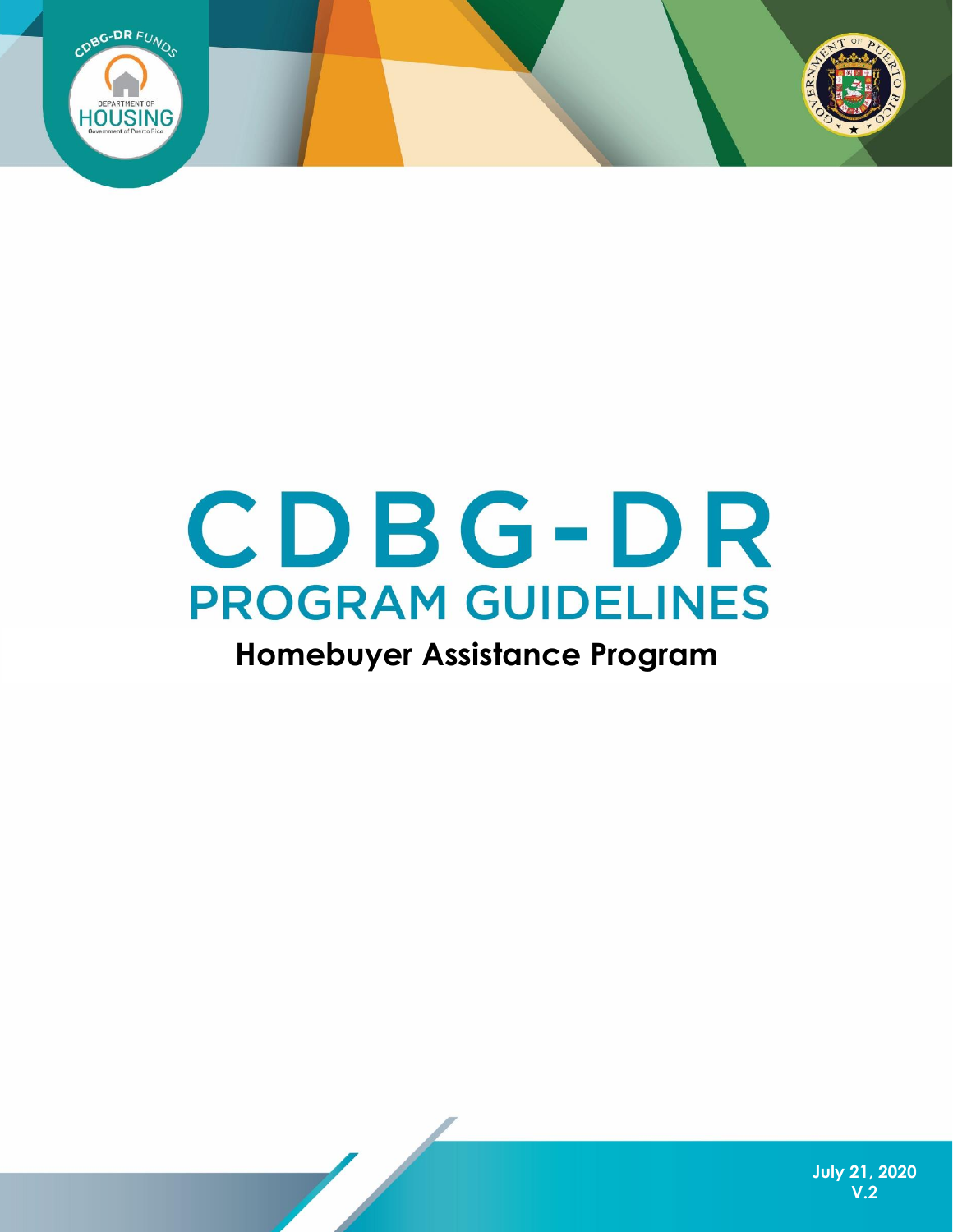# CDBG-DR

## PROGRAM GUIDELINES

### Homebuyer Assistance Program

July 21, 2020
V.2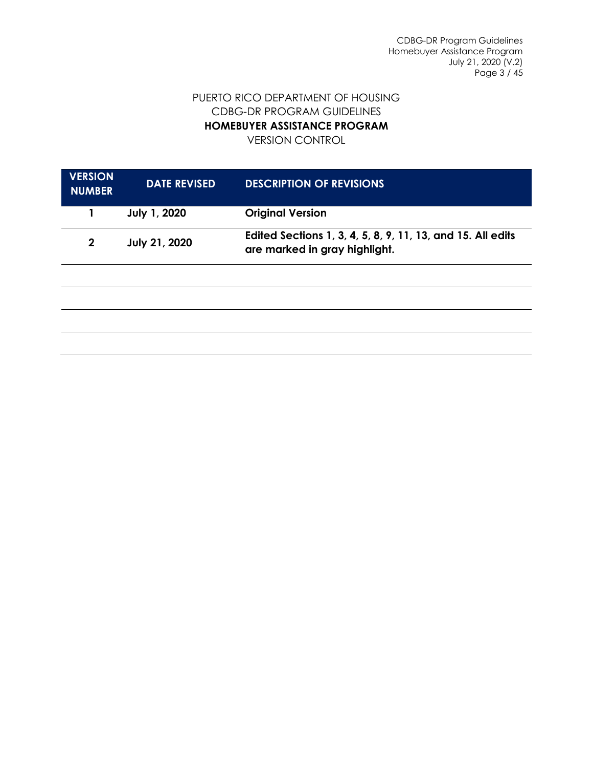PUERTO RICO DEPARTMENT OF HOUSING
CDBG-DR PROGRAM GUIDELINES
**HOMEBUYER ASSISTANCE PROGRAM**
VERSION CONTROL

| VERSION NUMBER | DATE REVISED | DESCRIPTION OF REVISIONS |
| --- | --- | --- |
| **1** | **July 1, 2020** | **Original Version** |
| **2** | **July 21, 2020** | **Edited Sections 1, 3, 4, 5, 8, 9, 11, 13, and 15. All edits are marked in gray highlight.** |
| | | |
| | | |
| | | |
| | | |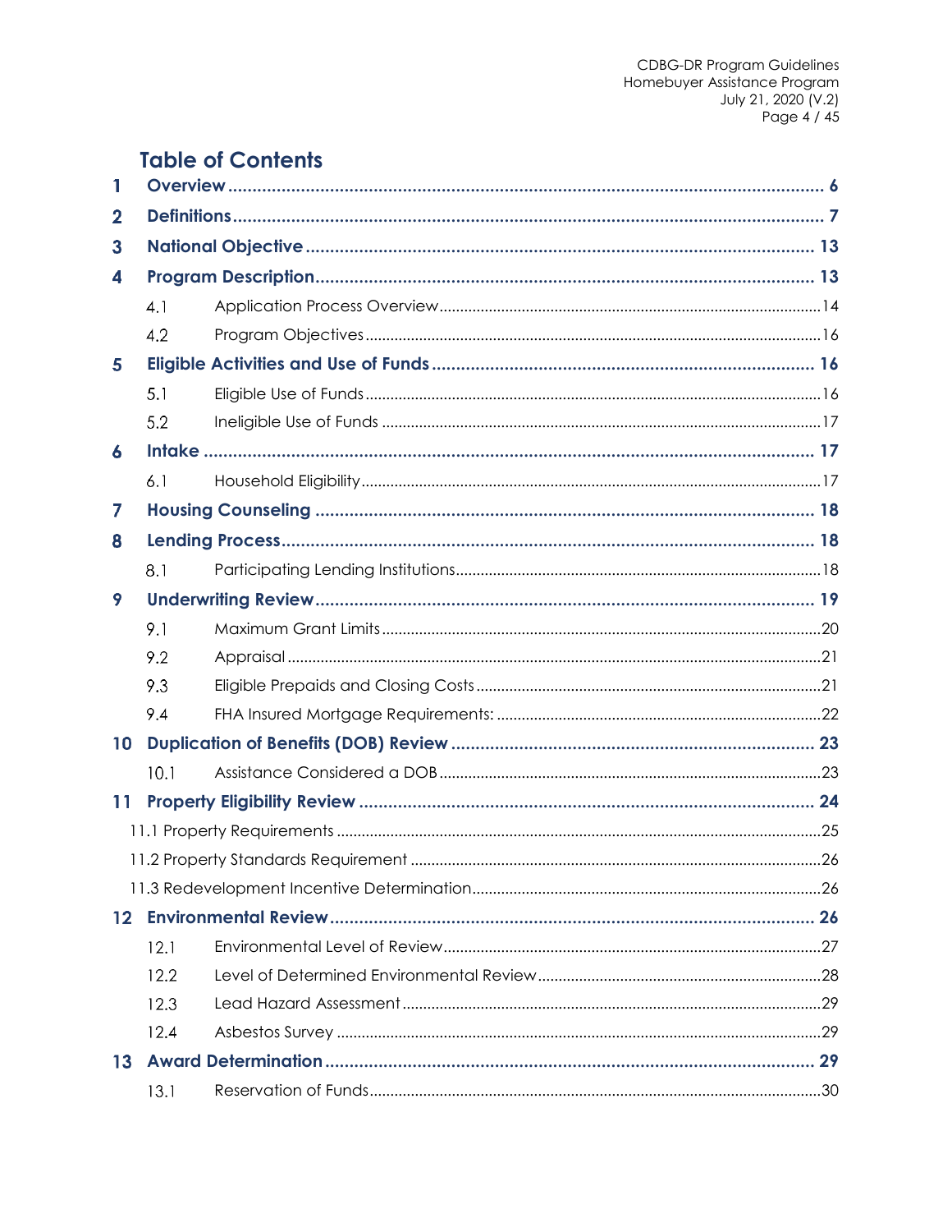# Table of Contents

1 **Overview** ........ 6

2 **Definitions** ........ 7

3 **National Objective** ........ 13

4 **Program Description** ........ 13

- 4.1 Application Process Overview ........ 14
- 4.2 Program Objectives ........ 16

5 **Eligible Activities and Use of Funds** ........ 16

- 5.1 Eligible Use of Funds ........ 16
- 5.2 Ineligible Use of Funds ........ 17

6 **Intake** ........ 17

- 6.1 Household Eligibility ........ 17

7 **Housing Counseling** ........ 18

8 **Lending Process** ........ 18

- 8.1 Participating Lending Institutions ........ 18

9 **Underwriting Review** ........ 19

- 9.1 Maximum Grant Limits ........ 20
- 9.2 Appraisal ........ 21
- 9.3 Eligible Prepaids and Closing Costs ........ 21
- 9.4 FHA Insured Mortgage Requirements: ........ 22

10 **Duplication of Benefits (DOB) Review** ........ 23

- 10.1 Assistance Considered a DOB ........ 23

11 **Property Eligibility Review** ........ 24

- 11.1 Property Requirements ........ 25
- 11.2 Property Standards Requirement ........ 26
- 11.3 Redevelopment Incentive Determination ........ 26

12 **Environmental Review** ........ 26

- 12.1 Environmental Level of Review ........ 27
- 12.2 Level of Determined Environmental Review ........ 28
- 12.3 Lead Hazard Assessment ........ 29
- 12.4 Asbestos Survey ........ 29

13 **Award Determination** ........ 29

- 13.1 Reservation of Funds ........ 30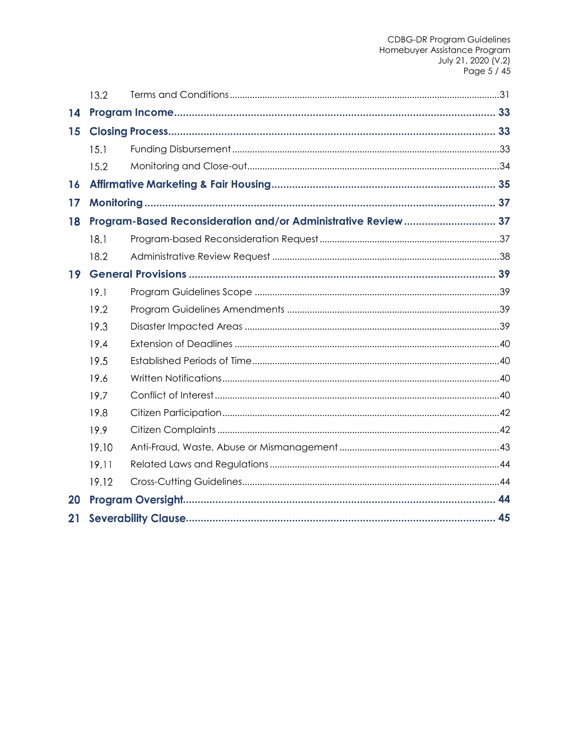13.2 Terms and Conditions ....31

**14 Program Income ....33**

**15 Closing Process ....33**

15.1 Funding Disbursement ....33

15.2 Monitoring and Close-out ....34

**16 Affirmative Marketing & Fair Housing ....35**

**17 Monitoring ....37**

**18 Program-Based Reconsideration and/or Administrative Review ....37**

18.1 Program-based Reconsideration Request ....37

18.2 Administrative Review Request ....38

**19 General Provisions ....39**

19.1 Program Guidelines Scope ....39

19.2 Program Guidelines Amendments ....39

19.3 Disaster Impacted Areas ....39

19.4 Extension of Deadlines ....40

19.5 Established Periods of Time ....40

19.6 Written Notifications ....40

19.7 Conflict of Interest ....40

19.8 Citizen Participation ....42

19.9 Citizen Complaints ....42

19.10 Anti-Fraud, Waste, Abuse or Mismanagement ....43

19.11 Related Laws and Regulations ....44

19.12 Cross-Cutting Guidelines ....44

**20 Program Oversight ....44**

**21 Severability Clause ....45**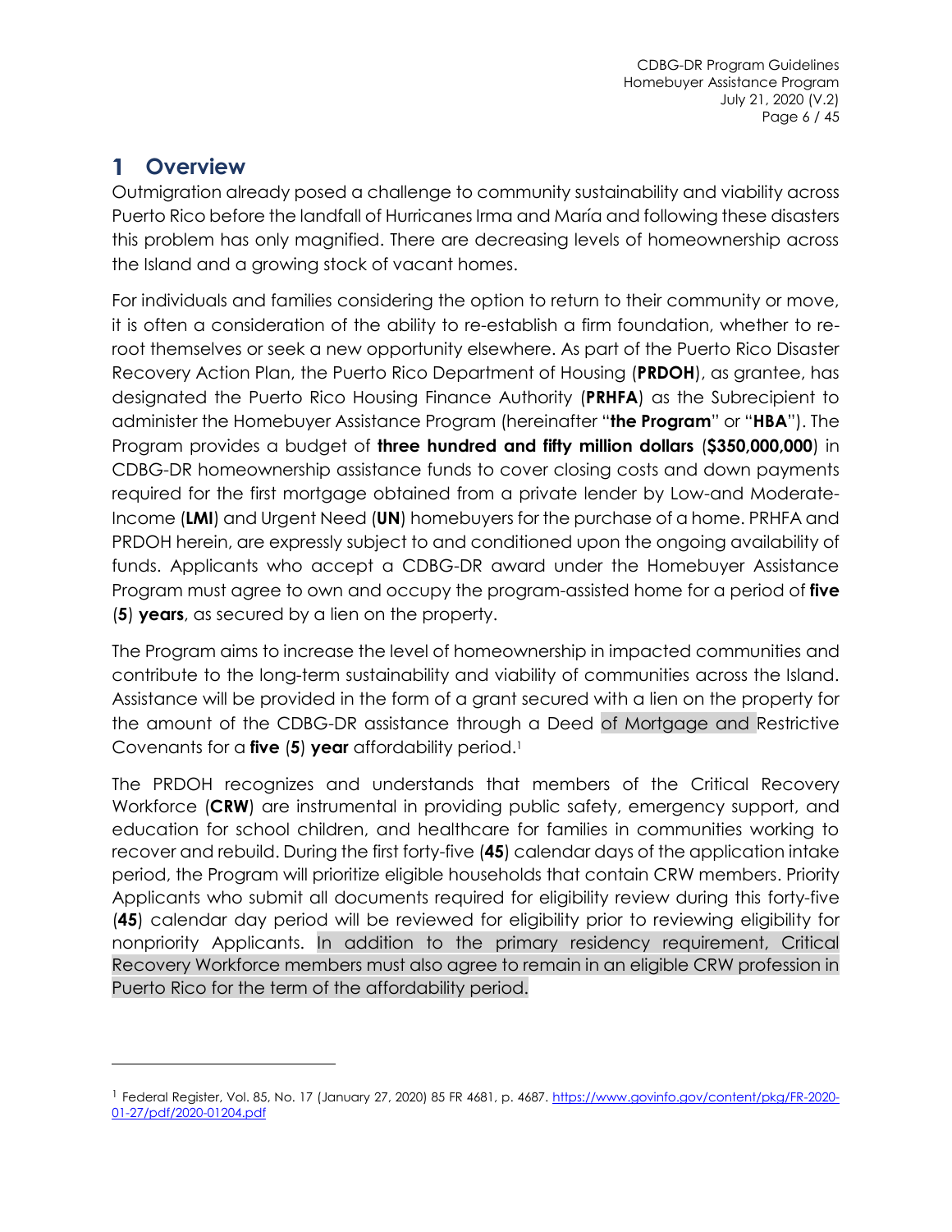# 1 Overview

Outmigration already posed a challenge to community sustainability and viability across Puerto Rico before the landfall of Hurricanes Irma and María and following these disasters this problem has only magnified. There are decreasing levels of homeownership across the Island and a growing stock of vacant homes.

For individuals and families considering the option to return to their community or move, it is often a consideration of the ability to re-establish a firm foundation, whether to re-root themselves or seek a new opportunity elsewhere. As part of the Puerto Rico Disaster Recovery Action Plan, the Puerto Rico Department of Housing (**PRDOH**), as grantee, has designated the Puerto Rico Housing Finance Authority (**PRHFA**) as the Subrecipient to administer the Homebuyer Assistance Program (hereinafter "**the Program**" or "**HBA**"). The Program provides a budget of **three hundred and fifty million dollars** (**$350,000,000**) in CDBG-DR homeownership assistance funds to cover closing costs and down payments required for the first mortgage obtained from a private lender by Low-and Moderate-Income (**LMI**) and Urgent Need (**UN**) homebuyers for the purchase of a home. PRHFA and PRDOH herein, are expressly subject to and conditioned upon the ongoing availability of funds. Applicants who accept a CDBG-DR award under the Homebuyer Assistance Program must agree to own and occupy the program-assisted home for a period of **five** (**5**) **years**, as secured by a lien on the property.

The Program aims to increase the level of homeownership in impacted communities and contribute to the long-term sustainability and viability of communities across the Island. Assistance will be provided in the form of a grant secured with a lien on the property for the amount of the CDBG-DR assistance through a Deed of Mortgage and Restrictive Covenants for a **five** (**5**) **year** affordability period.[1]

The PRDOH recognizes and understands that members of the Critical Recovery Workforce (**CRW**) are instrumental in providing public safety, emergency support, and education for school children, and healthcare for families in communities working to recover and rebuild. During the first forty-five (**45**) calendar days of the application intake period, the Program will prioritize eligible households that contain CRW members. Priority Applicants who submit all documents required for eligibility review during this forty-five (**45**) calendar day period will be reviewed for eligibility prior to reviewing eligibility for nonpriority Applicants. In addition to the primary residency requirement, Critical Recovery Workforce members must also agree to remain in an eligible CRW profession in Puerto Rico for the term of the affordability period.

---

[1] Federal Register, Vol. 85, No. 17 (January 27, 2020) 85 FR 4681, p. 4687. https://www.govinfo.gov/content/pkg/FR-2020-01-27/pdf/2020-01204.pdf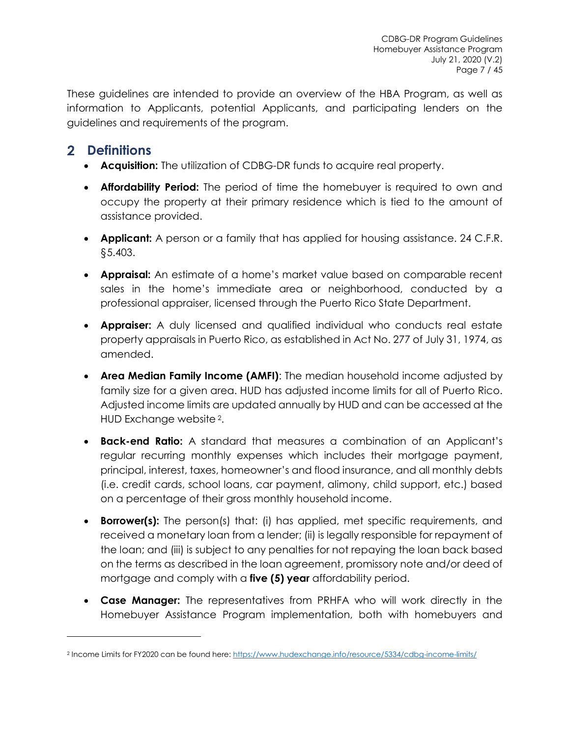These guidelines are intended to provide an overview of the HBA Program, as well as information to Applicants, potential Applicants, and participating lenders on the guidelines and requirements of the program.

## 2 Definitions

- **Acquisition:** The utilization of CDBG-DR funds to acquire real property.
- **Affordability Period:** The period of time the homebuyer is required to own and occupy the property at their primary residence which is tied to the amount of assistance provided.
- **Applicant:** A person or a family that has applied for housing assistance. 24 C.F.R. §5.403.
- **Appraisal:** An estimate of a home's market value based on comparable recent sales in the home's immediate area or neighborhood, conducted by a professional appraiser, licensed through the Puerto Rico State Department.
- **Appraiser:** A duly licensed and qualified individual who conducts real estate property appraisals in Puerto Rico, as established in Act No. 277 of July 31, 1974, as amended.
- **Area Median Family Income (AMFI)**: The median household income adjusted by family size for a given area. HUD has adjusted income limits for all of Puerto Rico. Adjusted income limits are updated annually by HUD and can be accessed at the HUD Exchange website [2].
- **Back-end Ratio:** A standard that measures a combination of an Applicant's regular recurring monthly expenses which includes their mortgage payment, principal, interest, taxes, homeowner's and flood insurance, and all monthly debts (i.e. credit cards, school loans, car payment, alimony, child support, etc.) based on a percentage of their gross monthly household income.
- **Borrower(s):** The person(s) that: (i) has applied, met specific requirements, and received a monetary loan from a lender; (ii) is legally responsible for repayment of the loan; and (iii) is subject to any penalties for not repaying the loan back based on the terms as described in the loan agreement, promissory note and/or deed of mortgage and comply with a **five (5) year** affordability period.
- **Case Manager:** The representatives from PRHFA who will work directly in the Homebuyer Assistance Program implementation, both with homebuyers and

[2] Income Limits for FY2020 can be found here: https://www.hudexchange.info/resource/5334/cdbg-income-limits/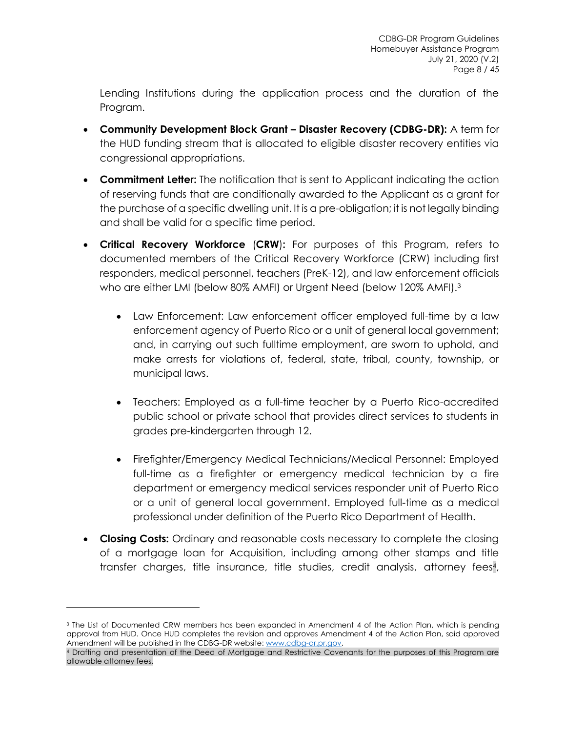Lending Institutions during the application process and the duration of the Program.

- **Community Development Block Grant – Disaster Recovery (CDBG-DR):** A term for the HUD funding stream that is allocated to eligible disaster recovery entities via congressional appropriations.
- **Commitment Letter:** The notification that is sent to Applicant indicating the action of reserving funds that are conditionally awarded to the Applicant as a grant for the purchase of a specific dwelling unit. It is a pre-obligation; it is not legally binding and shall be valid for a specific time period.
- **Critical Recovery Workforce** (**CRW**)**:** For purposes of this Program, refers to documented members of the Critical Recovery Workforce (CRW) including first responders, medical personnel, teachers (PreK-12), and law enforcement officials who are either LMI (below 80% AMFI) or Urgent Need (below 120% AMFI).[3]
    - Law Enforcement: Law enforcement officer employed full-time by a law enforcement agency of Puerto Rico or a unit of general local government; and, in carrying out such fulltime employment, are sworn to uphold, and make arrests for violations of, federal, state, tribal, county, township, or municipal laws.
    - Teachers: Employed as a full-time teacher by a Puerto Rico-accredited public school or private school that provides direct services to students in grades pre-kindergarten through 12.
    - Firefighter/Emergency Medical Technicians/Medical Personnel: Employed full-time as a firefighter or emergency medical technician by a fire department or emergency medical services responder unit of Puerto Rico or a unit of general local government. Employed full-time as a medical professional under definition of the Puerto Rico Department of Health.
- **Closing Costs:** Ordinary and reasonable costs necessary to complete the closing of a mortgage loan for Acquisition, including among other stamps and title transfer charges, title insurance, title studies, credit analysis, attorney fees[4],

---

[3] The List of Documented CRW members has been expanded in Amendment 4 of the Action Plan, which is pending approval from HUD. Once HUD completes the revision and approves Amendment 4 of the Action Plan, said approved Amendment will be published in the CDBG-DR website: www.cdbg-dr.pr.gov.

[4] Drafting and presentation of the Deed of Mortgage and Restrictive Covenants for the purposes of this Program are allowable attorney fees.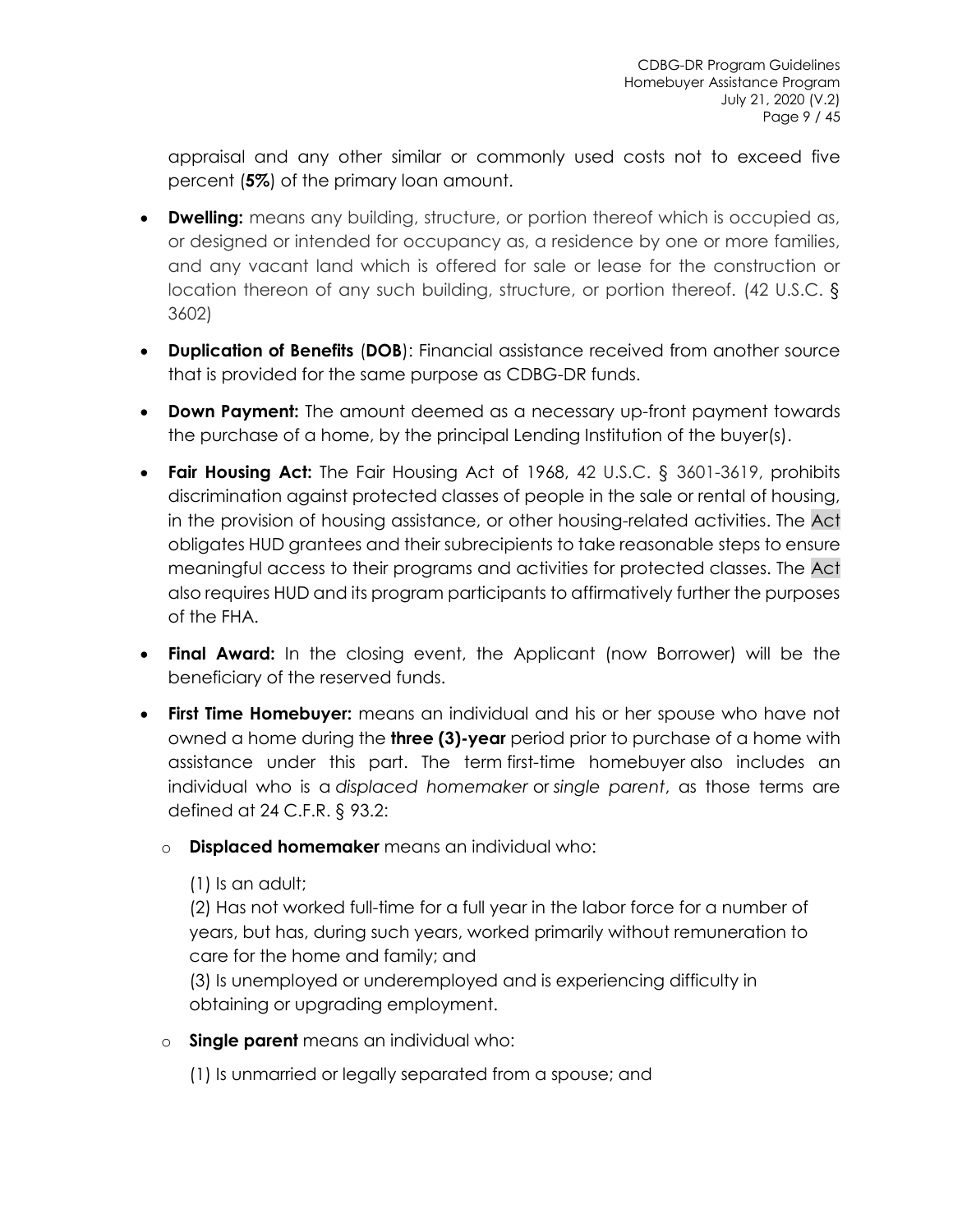appraisal and any other similar or commonly used costs not to exceed five percent (**5%**) of the primary loan amount.

- **Dwelling:** means any building, structure, or portion thereof which is occupied as, or designed or intended for occupancy as, a residence by one or more families, and any vacant land which is offered for sale or lease for the construction or location thereon of any such building, structure, or portion thereof. (42 U.S.C. § 3602)
- **Duplication of Benefits** (**DOB**): Financial assistance received from another source that is provided for the same purpose as CDBG-DR funds.
- **Down Payment:** The amount deemed as a necessary up-front payment towards the purchase of a home, by the principal Lending Institution of the buyer(s).
- **Fair Housing Act:** The Fair Housing Act of 1968, 42 U.S.C. § 3601-3619, prohibits discrimination against protected classes of people in the sale or rental of housing, in the provision of housing assistance, or other housing-related activities. The Act obligates HUD grantees and their subrecipients to take reasonable steps to ensure meaningful access to their programs and activities for protected classes. The Act also requires HUD and its program participants to affirmatively further the purposes of the FHA.
- **Final Award:** In the closing event, the Applicant (now Borrower) will be the beneficiary of the reserved funds.
- **First Time Homebuyer:** means an individual and his or her spouse who have not owned a home during the **three (3)-year** period prior to purchase of a home with assistance under this part. The term first-time homebuyer also includes an individual who is a *displaced homemaker* or *single parent*, as those terms are defined at 24 C.F.R. § 93.2:
  - **Displaced homemaker** means an individual who:

    (1) Is an adult;
    (2) Has not worked full-time for a full year in the labor force for a number of years, but has, during such years, worked primarily without remuneration to care for the home and family; and
    (3) Is unemployed or underemployed and is experiencing difficulty in obtaining or upgrading employment.
  - **Single parent** means an individual who:

    (1) Is unmarried or legally separated from a spouse; and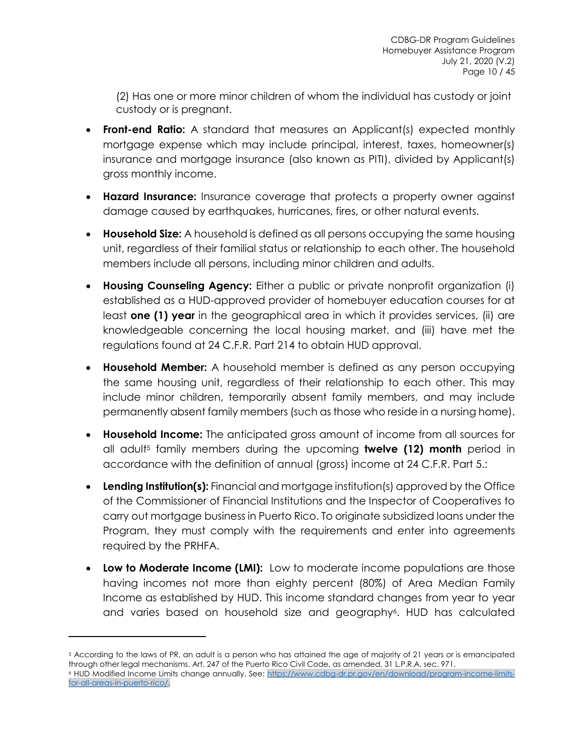(2) Has one or more minor children of whom the individual has custody or joint custody or is pregnant.

- **Front-end Ratio:** A standard that measures an Applicant(s) expected monthly mortgage expense which may include principal, interest, taxes, homeowner(s) insurance and mortgage insurance (also known as PITI), divided by Applicant(s) gross monthly income.
- **Hazard Insurance:** Insurance coverage that protects a property owner against damage caused by earthquakes, hurricanes, fires, or other natural events.
- **Household Size:** A household is defined as all persons occupying the same housing unit, regardless of their familial status or relationship to each other. The household members include all persons, including minor children and adults.
- **Housing Counseling Agency:** Either a public or private nonprofit organization (i) established as a HUD-approved provider of homebuyer education courses for at least **one (1) year** in the geographical area in which it provides services, (ii) are knowledgeable concerning the local housing market, and (iii) have met the regulations found at 24 C.F.R. Part 214 to obtain HUD approval.
- **Household Member:** A household member is defined as any person occupying the same housing unit, regardless of their relationship to each other. This may include minor children, temporarily absent family members, and may include permanently absent family members (such as those who reside in a nursing home).
- **Household Income:** The anticipated gross amount of income from all sources for all adult[5] family members during the upcoming **twelve (12) month** period in accordance with the definition of annual (gross) income at 24 C.F.R. Part 5.:
- **Lending Institution(s):** Financial and mortgage institution(s) approved by the Office of the Commissioner of Financial Institutions and the Inspector of Cooperatives to carry out mortgage business in Puerto Rico. To originate subsidized loans under the Program, they must comply with the requirements and enter into agreements required by the PRHFA.
- **Low to Moderate Income (LMI):** Low to moderate income populations are those having incomes not more than eighty percent (80%) of Area Median Family Income as established by HUD. This income standard changes from year to year and varies based on household size and geography[6]. HUD has calculated

---

[5] According to the laws of PR, an adult is a person who has attained the age of majority of 21 years or is emancipated through other legal mechanisms. Art. 247 of the Puerto Rico Civil Code, as amended, 31 L.P.R.A. sec. 971.

[6] HUD Modified Income Limits change annually. See: https://www.cdbg-dr.pr.gov/en/download/program-income-limits-for-all-areas-in-puerto-rico/.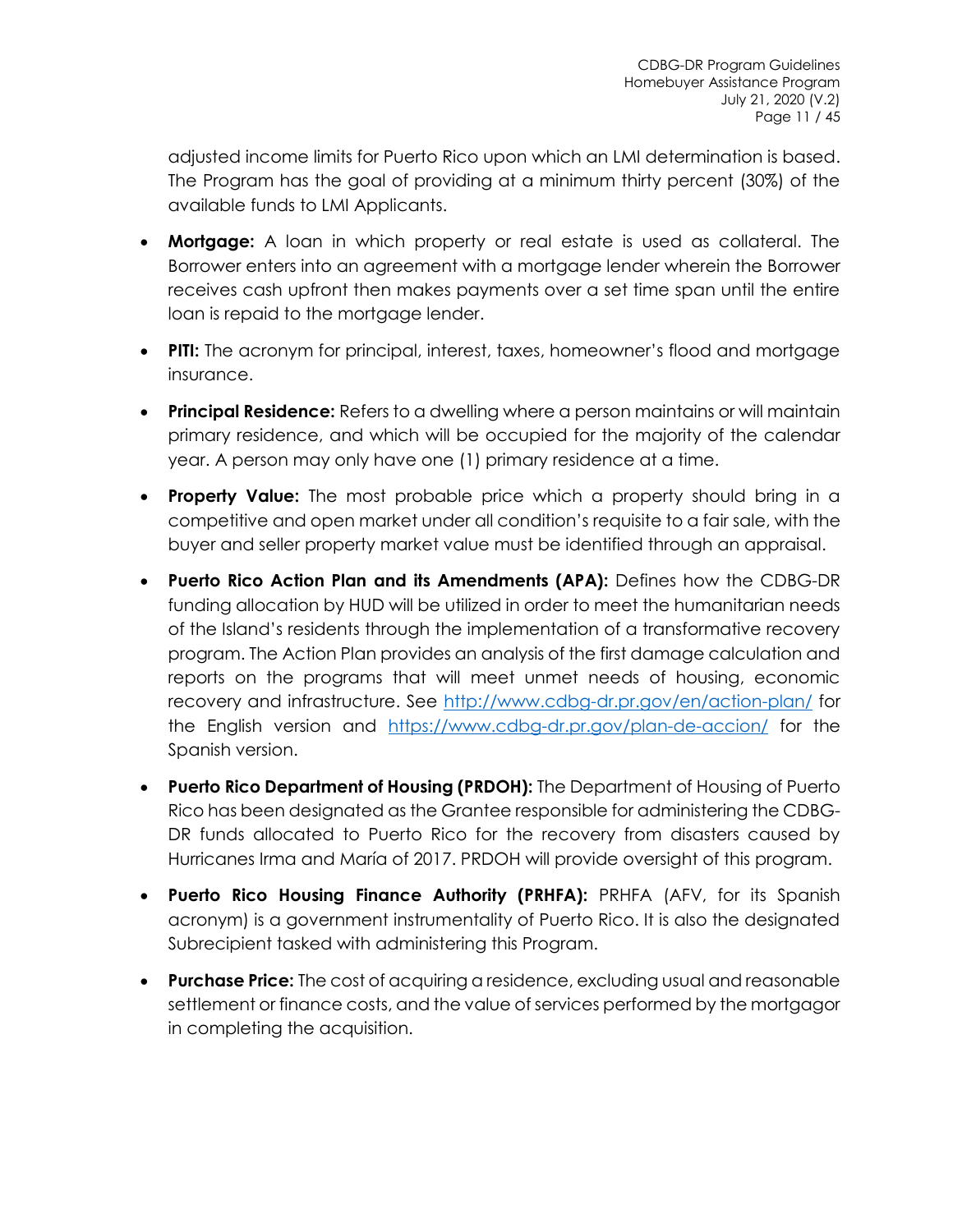adjusted income limits for Puerto Rico upon which an LMI determination is based. The Program has the goal of providing at a minimum thirty percent (30%) of the available funds to LMI Applicants.

- **Mortgage:** A loan in which property or real estate is used as collateral. The Borrower enters into an agreement with a mortgage lender wherein the Borrower receives cash upfront then makes payments over a set time span until the entire loan is repaid to the mortgage lender.
- **PITI:** The acronym for principal, interest, taxes, homeowner's flood and mortgage insurance.
- **Principal Residence:** Refers to a dwelling where a person maintains or will maintain primary residence, and which will be occupied for the majority of the calendar year. A person may only have one (1) primary residence at a time.
- **Property Value:** The most probable price which a property should bring in a competitive and open market under all condition's requisite to a fair sale, with the buyer and seller property market value must be identified through an appraisal.
- **Puerto Rico Action Plan and its Amendments (APA):** Defines how the CDBG-DR funding allocation by HUD will be utilized in order to meet the humanitarian needs of the Island's residents through the implementation of a transformative recovery program. The Action Plan provides an analysis of the first damage calculation and reports on the programs that will meet unmet needs of housing, economic recovery and infrastructure. See http://www.cdbg-dr.pr.gov/en/action-plan/ for the English version and https://www.cdbg-dr.pr.gov/plan-de-accion/ for the Spanish version.
- **Puerto Rico Department of Housing (PRDOH):** The Department of Housing of Puerto Rico has been designated as the Grantee responsible for administering the CDBG-DR funds allocated to Puerto Rico for the recovery from disasters caused by Hurricanes Irma and María of 2017. PRDOH will provide oversight of this program.
- **Puerto Rico Housing Finance Authority (PRHFA):** PRHFA (AFV, for its Spanish acronym) is a government instrumentality of Puerto Rico. It is also the designated Subrecipient tasked with administering this Program.
- **Purchase Price:** The cost of acquiring a residence, excluding usual and reasonable settlement or finance costs, and the value of services performed by the mortgagor in completing the acquisition.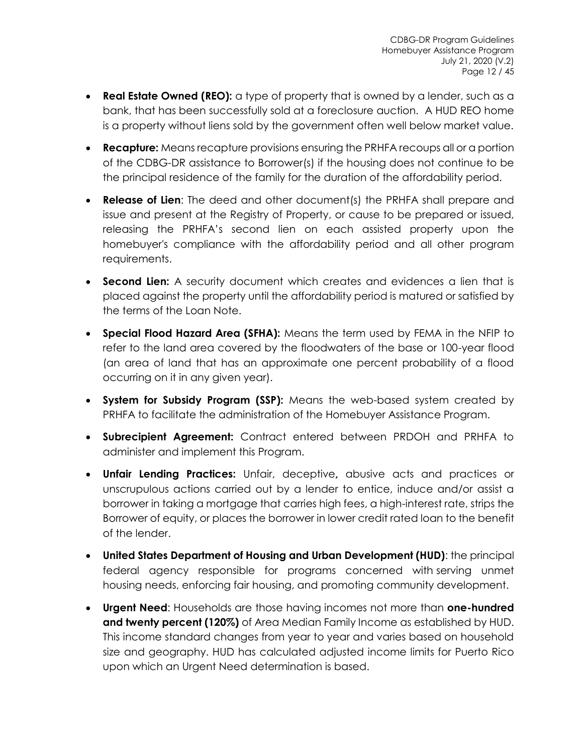- **Real Estate Owned (REO):** a type of property that is owned by a lender, such as a bank, that has been successfully sold at a foreclosure auction. A HUD REO home is a property without liens sold by the government often well below market value.

- **Recapture:** Means recapture provisions ensuring the PRHFA recoups all or a portion of the CDBG-DR assistance to Borrower(s) if the housing does not continue to be the principal residence of the family for the duration of the affordability period.

- **Release of Lien**: The deed and other document(s) the PRHFA shall prepare and issue and present at the Registry of Property, or cause to be prepared or issued, releasing the PRHFA's second lien on each assisted property upon the homebuyer's compliance with the affordability period and all other program requirements.

- **Second Lien:** A security document which creates and evidences a lien that is placed against the property until the affordability period is matured or satisfied by the terms of the Loan Note.

- **Special Flood Hazard Area (SFHA):** Means the term used by FEMA in the NFIP to refer to the land area covered by the floodwaters of the base or 100-year flood (an area of land that has an approximate one percent probability of a flood occurring on it in any given year).

- **System for Subsidy Program (SSP):** Means the web-based system created by PRHFA to facilitate the administration of the Homebuyer Assistance Program.

- **Subrecipient Agreement:** Contract entered between PRDOH and PRHFA to administer and implement this Program.

- **Unfair Lending Practices:** Unfair, deceptive**,** abusive acts and practices or unscrupulous actions carried out by a lender to entice, induce and/or assist a borrower in taking a mortgage that carries high fees, a high-interest rate, strips the Borrower of equity, or places the borrower in lower credit rated loan to the benefit of the lender.

- **United States Department of Housing and Urban Development (HUD)**: the principal federal agency responsible for programs concerned with serving unmet housing needs, enforcing fair housing, and promoting community development.

- **Urgent Need**: Households are those having incomes not more than **one-hundred and twenty percent (120%)** of Area Median Family Income as established by HUD. This income standard changes from year to year and varies based on household size and geography. HUD has calculated adjusted income limits for Puerto Rico upon which an Urgent Need determination is based.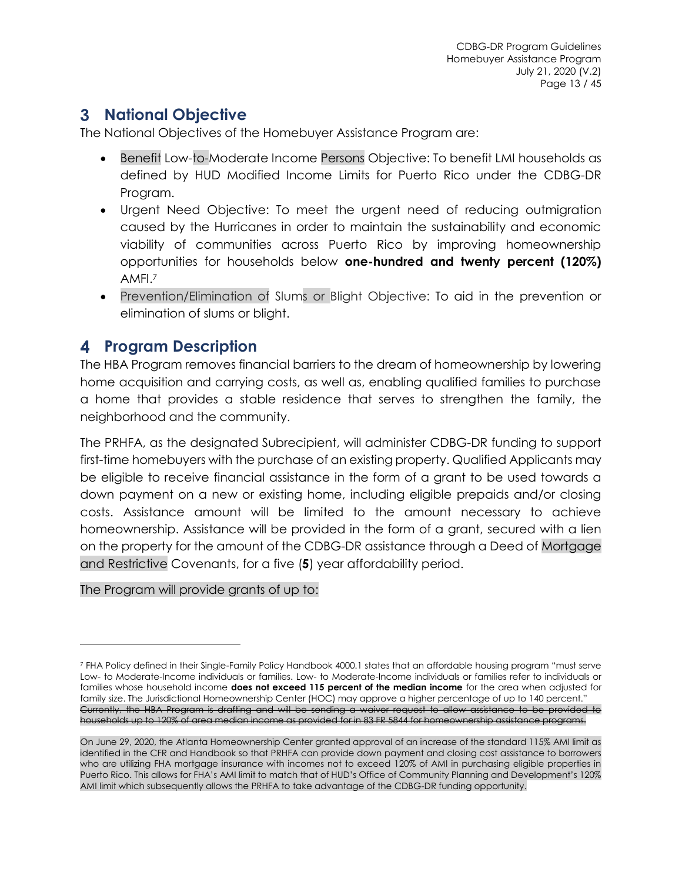## 3 National Objective

The National Objectives of the Homebuyer Assistance Program are:

- Benefit Low-to-Moderate Income Persons Objective: To benefit LMI households as defined by HUD Modified Income Limits for Puerto Rico under the CDBG-DR Program.
- Urgent Need Objective: To meet the urgent need of reducing outmigration caused by the Hurricanes in order to maintain the sustainability and economic viability of communities across Puerto Rico by improving homeownership opportunities for households below **one-hundred and twenty percent (120%)** AMFI.[7]
- Prevention/Elimination of Slums or Blight Objective: To aid in the prevention or elimination of slums or blight.

## 4 Program Description

The HBA Program removes financial barriers to the dream of homeownership by lowering home acquisition and carrying costs, as well as, enabling qualified families to purchase a home that provides a stable residence that serves to strengthen the family, the neighborhood and the community.

The PRHFA, as the designated Subrecipient, will administer CDBG-DR funding to support first-time homebuyers with the purchase of an existing property. Qualified Applicants may be eligible to receive financial assistance in the form of a grant to be used towards a down payment on a new or existing home, including eligible prepaids and/or closing costs. Assistance amount will be limited to the amount necessary to achieve homeownership. Assistance will be provided in the form of a grant, secured with a lien on the property for the amount of the CDBG-DR assistance through a Deed of Mortgage and Restrictive Covenants, for a five (**5**) year affordability period.

The Program will provide grants of up to:

---

[7] FHA Policy defined in their Single-Family Policy Handbook 4000.1 states that an affordable housing program "must serve Low- to Moderate-Income individuals or families. Low- to Moderate-Income individuals or families refer to individuals or families whose household income **does not exceed 115 percent of the median income** for the area when adjusted for family size. The Jurisdictional Homeownership Center (HOC) may approve a higher percentage of up to 140 percent." ~~Currently, the HBA Program is drafting and will be sending a waiver request to allow assistance to be provided to households up to 120% of area median income as provided for in 83 FR 5844 for homeownership assistance programs.~~

On June 29, 2020, the Atlanta Homeownership Center granted approval of an increase of the standard 115% AMI limit as identified in the CFR and Handbook so that PRHFA can provide down payment and closing cost assistance to borrowers who are utilizing FHA mortgage insurance with incomes not to exceed 120% of AMI in purchasing eligible properties in Puerto Rico. This allows for FHA's AMI limit to match that of HUD's Office of Community Planning and Development's 120% AMI limit which subsequently allows the PRHFA to take advantage of the CDBG-DR funding opportunity.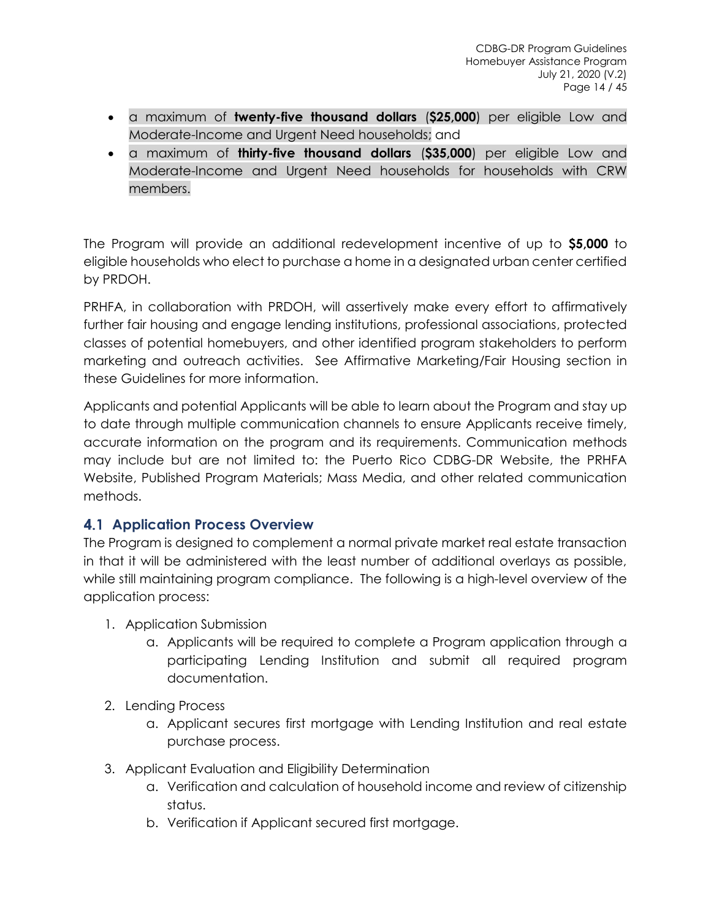- a maximum of **twenty-five thousand dollars** (**$25,000**) per eligible Low and Moderate-Income and Urgent Need households; and
- a maximum of **thirty-five thousand dollars** (**$35,000**) per eligible Low and Moderate-Income and Urgent Need households for households with CRW members.

The Program will provide an additional redevelopment incentive of up to **$5,000** to eligible households who elect to purchase a home in a designated urban center certified by PRDOH.

PRHFA, in collaboration with PRDOH, will assertively make every effort to affirmatively further fair housing and engage lending institutions, professional associations, protected classes of potential homebuyers, and other identified program stakeholders to perform marketing and outreach activities. See Affirmative Marketing/Fair Housing section in these Guidelines for more information.

Applicants and potential Applicants will be able to learn about the Program and stay up to date through multiple communication channels to ensure Applicants receive timely, accurate information on the program and its requirements. Communication methods may include but are not limited to: the Puerto Rico CDBG-DR Website, the PRHFA Website, Published Program Materials; Mass Media, and other related communication methods.

## 4.1 Application Process Overview

The Program is designed to complement a normal private market real estate transaction in that it will be administered with the least number of additional overlays as possible, while still maintaining program compliance. The following is a high-level overview of the application process:

1. Application Submission
    a. Applicants will be required to complete a Program application through a participating Lending Institution and submit all required program documentation.
2. Lending Process
    a. Applicant secures first mortgage with Lending Institution and real estate purchase process.
3. Applicant Evaluation and Eligibility Determination
    a. Verification and calculation of household income and review of citizenship status.
    b. Verification if Applicant secured first mortgage.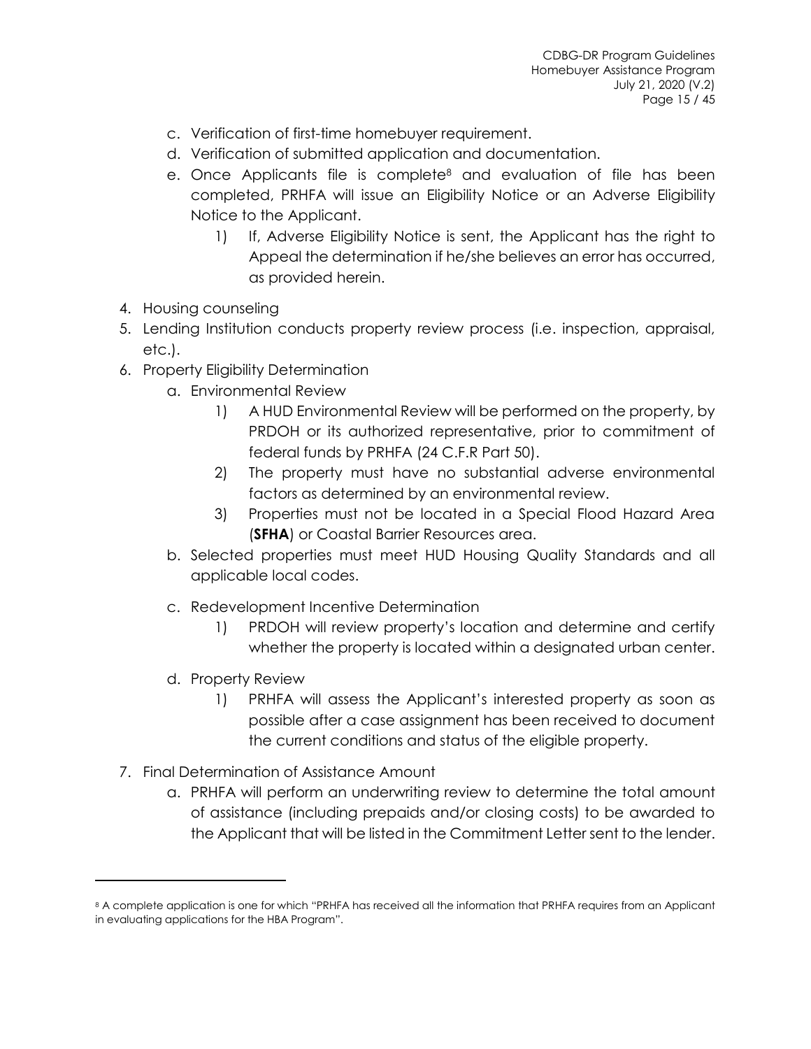c. Verification of first-time homebuyer requirement.
   d. Verification of submitted application and documentation.
   e. Once Applicants file is complete[8] and evaluation of file has been completed, PRHFA will issue an Eligibility Notice or an Adverse Eligibility Notice to the Applicant.
      1) If, Adverse Eligibility Notice is sent, the Applicant has the right to Appeal the determination if he/she believes an error has occurred, as provided herein.

4. Housing counseling
5. Lending Institution conducts property review process (i.e. inspection, appraisal, etc.).
6. Property Eligibility Determination
   a. Environmental Review
      1) A HUD Environmental Review will be performed on the property, by PRDOH or its authorized representative, prior to commitment of federal funds by PRHFA (24 C.F.R Part 50).
      2) The property must have no substantial adverse environmental factors as determined by an environmental review.
      3) Properties must not be located in a Special Flood Hazard Area (**SFHA**) or Coastal Barrier Resources area.
   b. Selected properties must meet HUD Housing Quality Standards and all applicable local codes.
   c. Redevelopment Incentive Determination
      1) PRDOH will review property's location and determine and certify whether the property is located within a designated urban center.
   d. Property Review
      1) PRHFA will assess the Applicant's interested property as soon as possible after a case assignment has been received to document the current conditions and status of the eligible property.
7. Final Determination of Assistance Amount
   a. PRHFA will perform an underwriting review to determine the total amount of assistance (including prepaids and/or closing costs) to be awarded to the Applicant that will be listed in the Commitment Letter sent to the lender.

---

[8] A complete application is one for which "PRHFA has received all the information that PRHFA requires from an Applicant in evaluating applications for the HBA Program".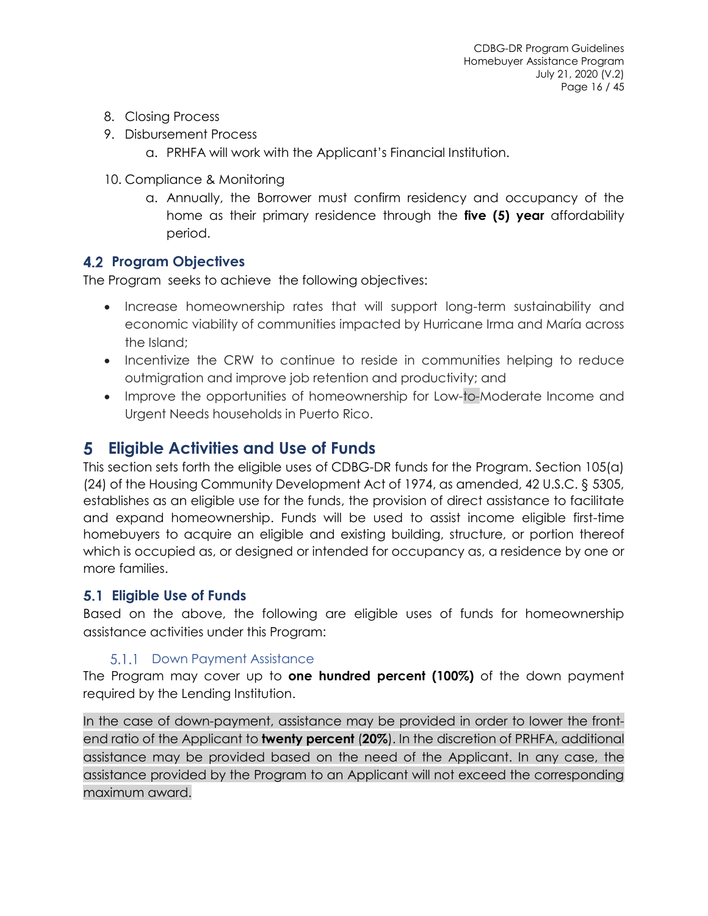8. Closing Process
9. Disbursement Process
    a. PRHFA will work with the Applicant's Financial Institution.
10. Compliance & Monitoring
    a. Annually, the Borrower must confirm residency and occupancy of the home as their primary residence through the **five (5) year** affordability period.

## 4.2 Program Objectives

The Program seeks to achieve the following objectives:

- Increase homeownership rates that will support long-term sustainability and economic viability of communities impacted by Hurricane Irma and María across the Island;
- Incentivize the CRW to continue to reside in communities helping to reduce outmigration and improve job retention and productivity; and
- Improve the opportunities of homeownership for Low-to-Moderate Income and Urgent Needs households in Puerto Rico.

# 5 Eligible Activities and Use of Funds

This section sets forth the eligible uses of CDBG-DR funds for the Program. Section 105(a)(24) of the Housing Community Development Act of 1974, as amended, 42 U.S.C. § 5305, establishes as an eligible use for the funds, the provision of direct assistance to facilitate and expand homeownership. Funds will be used to assist income eligible first-time homebuyers to acquire an eligible and existing building, structure, or portion thereof which is occupied as, or designed or intended for occupancy as, a residence by one or more families.

## 5.1 Eligible Use of Funds

Based on the above, the following are eligible uses of funds for homeownership assistance activities under this Program:

### 5.1.1 Down Payment Assistance

The Program may cover up to **one hundred percent (100%)** of the down payment required by the Lending Institution.

In the case of down-payment, assistance may be provided in order to lower the front-end ratio of the Applicant to **twenty percent** (**20%**). In the discretion of PRHFA, additional assistance may be provided based on the need of the Applicant. In any case, the assistance provided by the Program to an Applicant will not exceed the corresponding maximum award.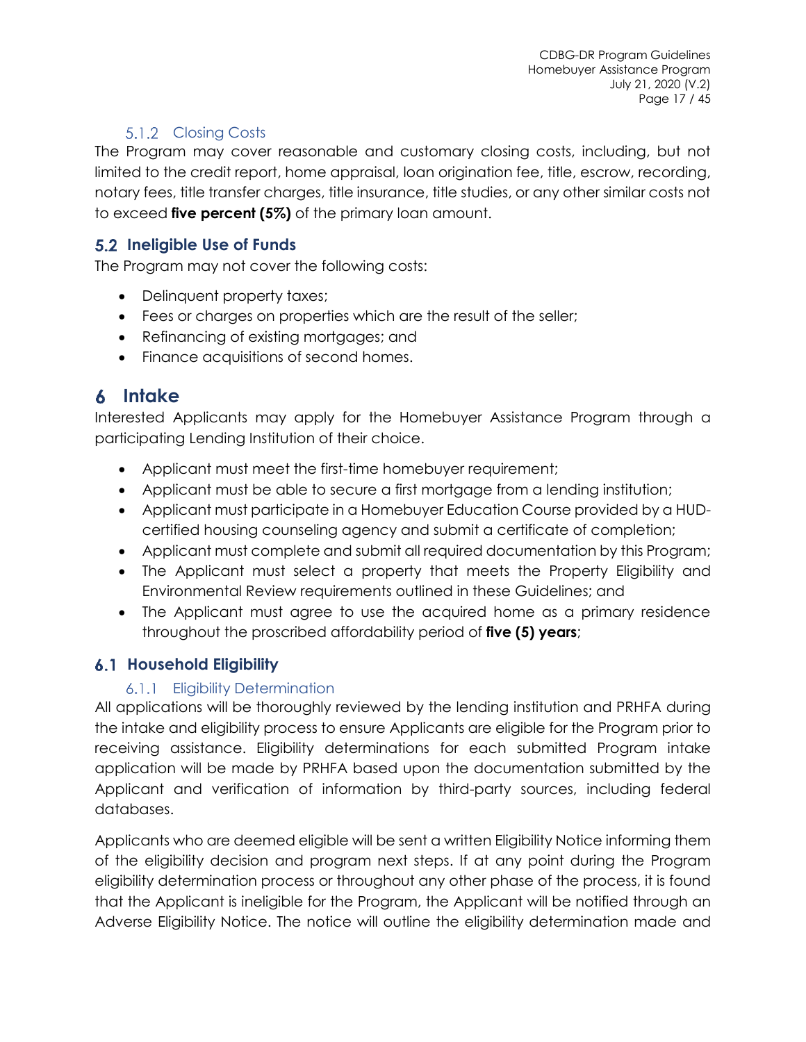#### 5.1.2 Closing Costs

The Program may cover reasonable and customary closing costs, including, but not limited to the credit report, home appraisal, loan origination fee, title, escrow, recording, notary fees, title transfer charges, title insurance, title studies, or any other similar costs not to exceed **five percent (5%)** of the primary loan amount.

### 5.2 Ineligible Use of Funds

The Program may not cover the following costs:

- Delinquent property taxes;
- Fees or charges on properties which are the result of the seller;
- Refinancing of existing mortgages; and
- Finance acquisitions of second homes.

## 6 Intake

Interested Applicants may apply for the Homebuyer Assistance Program through a participating Lending Institution of their choice.

- Applicant must meet the first-time homebuyer requirement;
- Applicant must be able to secure a first mortgage from a lending institution;
- Applicant must participate in a Homebuyer Education Course provided by a HUD-certified housing counseling agency and submit a certificate of completion;
- Applicant must complete and submit all required documentation by this Program;
- The Applicant must select a property that meets the Property Eligibility and Environmental Review requirements outlined in these Guidelines; and
- The Applicant must agree to use the acquired home as a primary residence throughout the proscribed affordability period of **five (5) years**;

### 6.1 Household Eligibility

#### 6.1.1 Eligibility Determination

All applications will be thoroughly reviewed by the lending institution and PRHFA during the intake and eligibility process to ensure Applicants are eligible for the Program prior to receiving assistance. Eligibility determinations for each submitted Program intake application will be made by PRHFA based upon the documentation submitted by the Applicant and verification of information by third-party sources, including federal databases.

Applicants who are deemed eligible will be sent a written Eligibility Notice informing them of the eligibility decision and program next steps. If at any point during the Program eligibility determination process or throughout any other phase of the process, it is found that the Applicant is ineligible for the Program, the Applicant will be notified through an Adverse Eligibility Notice. The notice will outline the eligibility determination made and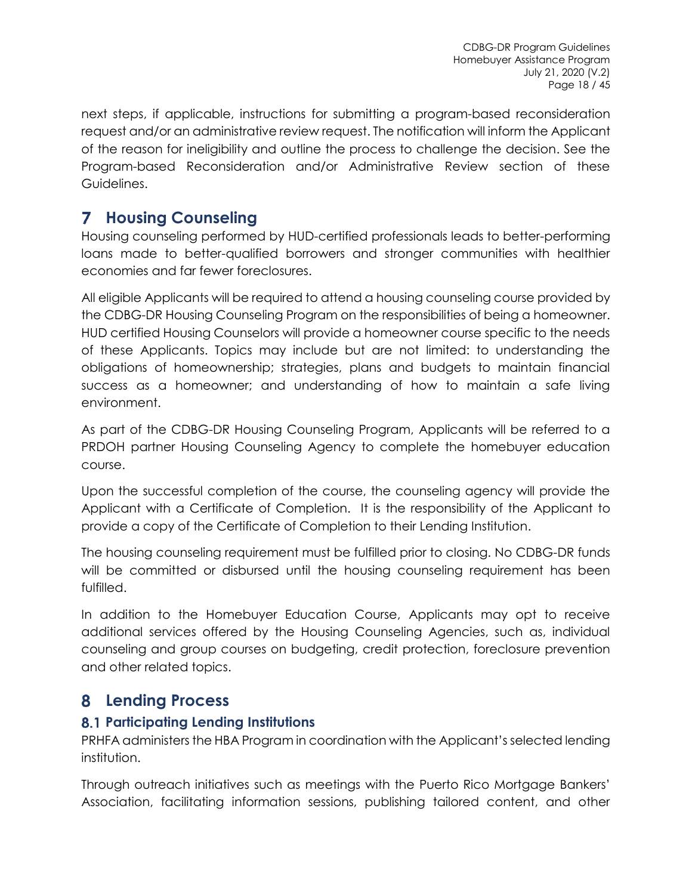next steps, if applicable, instructions for submitting a program-based reconsideration request and/or an administrative review request. The notification will inform the Applicant of the reason for ineligibility and outline the process to challenge the decision. See the Program-based Reconsideration and/or Administrative Review section of these Guidelines.

# 7 Housing Counseling

Housing counseling performed by HUD-certified professionals leads to better-performing loans made to better-qualified borrowers and stronger communities with healthier economies and far fewer foreclosures.

All eligible Applicants will be required to attend a housing counseling course provided by the CDBG-DR Housing Counseling Program on the responsibilities of being a homeowner. HUD certified Housing Counselors will provide a homeowner course specific to the needs of these Applicants. Topics may include but are not limited: to understanding the obligations of homeownership; strategies, plans and budgets to maintain financial success as a homeowner; and understanding of how to maintain a safe living environment.

As part of the CDBG-DR Housing Counseling Program, Applicants will be referred to a PRDOH partner Housing Counseling Agency to complete the homebuyer education course.

Upon the successful completion of the course, the counseling agency will provide the Applicant with a Certificate of Completion. It is the responsibility of the Applicant to provide a copy of the Certificate of Completion to their Lending Institution.

The housing counseling requirement must be fulfilled prior to closing. No CDBG-DR funds will be committed or disbursed until the housing counseling requirement has been fulfilled.

In addition to the Homebuyer Education Course, Applicants may opt to receive additional services offered by the Housing Counseling Agencies, such as, individual counseling and group courses on budgeting, credit protection, foreclosure prevention and other related topics.

# 8 Lending Process

## 8.1 Participating Lending Institutions

PRHFA administers the HBA Program in coordination with the Applicant's selected lending institution.

Through outreach initiatives such as meetings with the Puerto Rico Mortgage Bankers' Association, facilitating information sessions, publishing tailored content, and other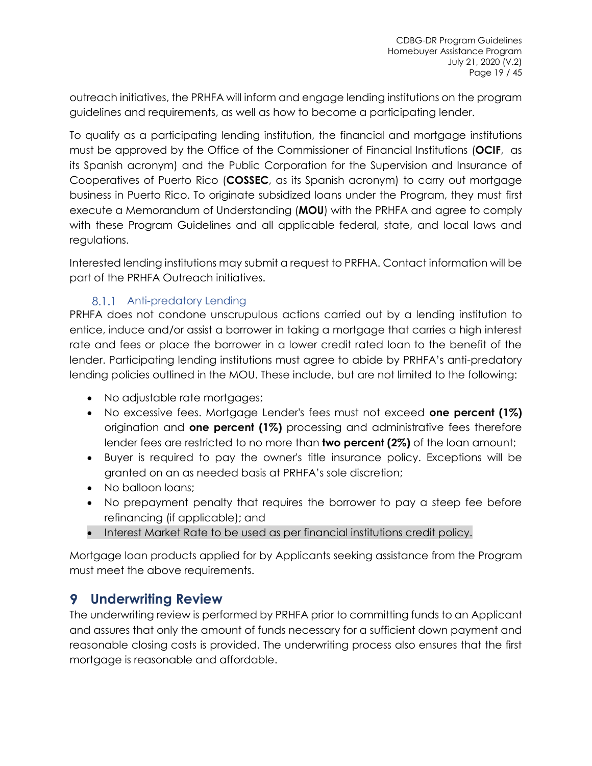outreach initiatives, the PRHFA will inform and engage lending institutions on the program guidelines and requirements, as well as how to become a participating lender.

To qualify as a participating lending institution, the financial and mortgage institutions must be approved by the Office of the Commissioner of Financial Institutions (**OCIF**, as its Spanish acronym) and the Public Corporation for the Supervision and Insurance of Cooperatives of Puerto Rico (**COSSEC**, as its Spanish acronym) to carry out mortgage business in Puerto Rico. To originate subsidized loans under the Program, they must first execute a Memorandum of Understanding (**MOU**) with the PRHFA and agree to comply with these Program Guidelines and all applicable federal, state, and local laws and regulations.

Interested lending institutions may submit a request to PRFHA. Contact information will be part of the PRHFA Outreach initiatives.

### 8.1.1 Anti-predatory Lending

PRHFA does not condone unscrupulous actions carried out by a lending institution to entice, induce and/or assist a borrower in taking a mortgage that carries a high interest rate and fees or place the borrower in a lower credit rated loan to the benefit of the lender. Participating lending institutions must agree to abide by PRHFA's anti-predatory lending policies outlined in the MOU. These include, but are not limited to the following:

- No adjustable rate mortgages;
- No excessive fees. Mortgage Lender's fees must not exceed **one percent (1%)** origination and **one percent (1%)** processing and administrative fees therefore lender fees are restricted to no more than **two percent (2%)** of the loan amount;
- Buyer is required to pay the owner's title insurance policy. Exceptions will be granted on an as needed basis at PRHFA's sole discretion;
- No balloon loans;
- No prepayment penalty that requires the borrower to pay a steep fee before refinancing (if applicable); and
- Interest Market Rate to be used as per financial institutions credit policy.

Mortgage loan products applied for by Applicants seeking assistance from the Program must meet the above requirements.

# 9 Underwriting Review

The underwriting review is performed by PRHFA prior to committing funds to an Applicant and assures that only the amount of funds necessary for a sufficient down payment and reasonable closing costs is provided. The underwriting process also ensures that the first mortgage is reasonable and affordable.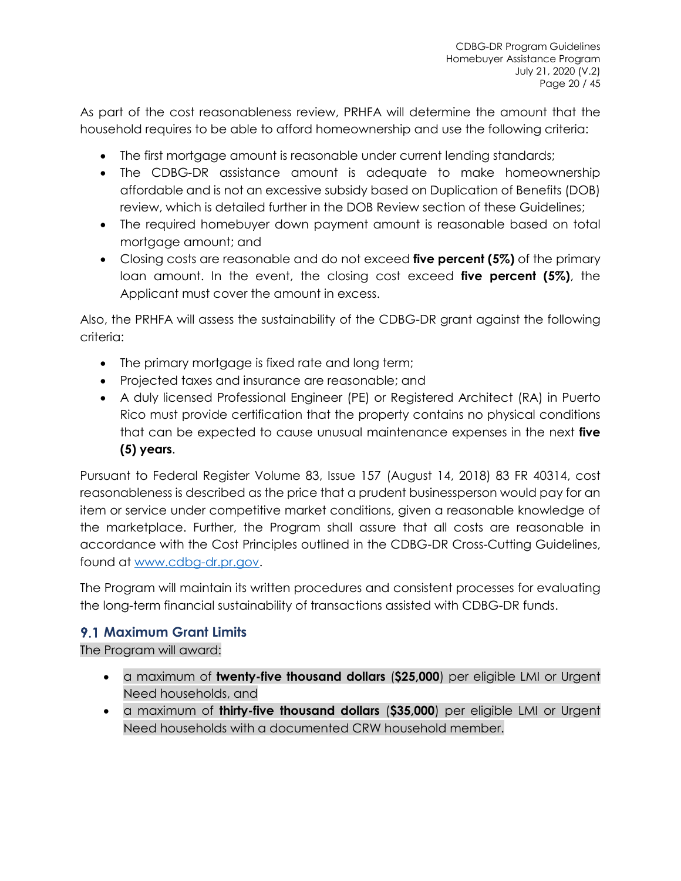As part of the cost reasonableness review, PRHFA will determine the amount that the household requires to be able to afford homeownership and use the following criteria:

- The first mortgage amount is reasonable under current lending standards;
- The CDBG-DR assistance amount is adequate to make homeownership affordable and is not an excessive subsidy based on Duplication of Benefits (DOB) review, which is detailed further in the DOB Review section of these Guidelines;
- The required homebuyer down payment amount is reasonable based on total mortgage amount; and
- Closing costs are reasonable and do not exceed **five percent (5%)** of the primary loan amount. In the event, the closing cost exceed **five percent (5%)**, the Applicant must cover the amount in excess.

Also, the PRHFA will assess the sustainability of the CDBG-DR grant against the following criteria:

- The primary mortgage is fixed rate and long term;
- Projected taxes and insurance are reasonable; and
- A duly licensed Professional Engineer (PE) or Registered Architect (RA) in Puerto Rico must provide certification that the property contains no physical conditions that can be expected to cause unusual maintenance expenses in the next **five (5) years**.

Pursuant to Federal Register Volume 83, Issue 157 (August 14, 2018) 83 FR 40314, cost reasonableness is described as the price that a prudent businessperson would pay for an item or service under competitive market conditions, given a reasonable knowledge of the marketplace. Further, the Program shall assure that all costs are reasonable in accordance with the Cost Principles outlined in the CDBG-DR Cross-Cutting Guidelines, found at www.cdbg-dr.pr.gov.

The Program will maintain its written procedures and consistent processes for evaluating the long-term financial sustainability of transactions assisted with CDBG-DR funds.

## 9.1 Maximum Grant Limits

The Program will award:

- a maximum of **twenty-five thousand dollars** (**$25,000**) per eligible LMI or Urgent Need households, and
- a maximum of **thirty-five thousand dollars** (**$35,000**) per eligible LMI or Urgent Need households with a documented CRW household member.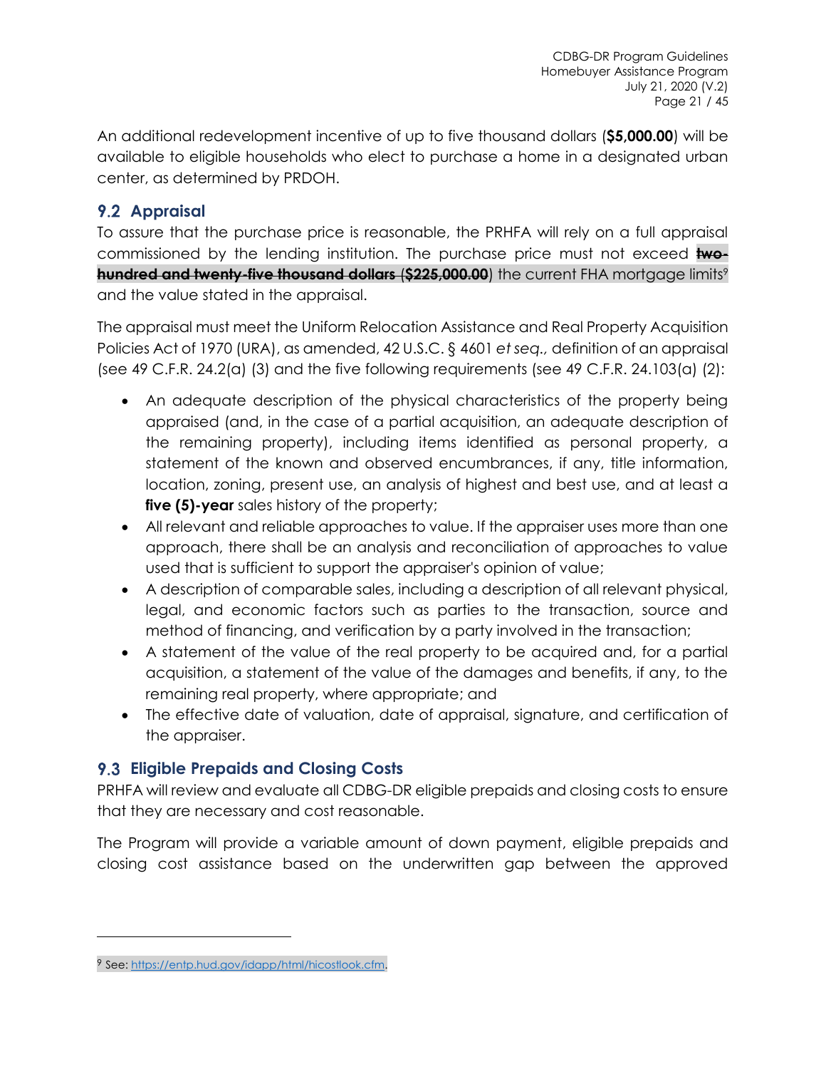An additional redevelopment incentive of up to five thousand dollars (**$5,000.00**) will be available to eligible households who elect to purchase a home in a designated urban center, as determined by PRDOH.

## 9.2 Appraisal

To assure that the purchase price is reasonable, the PRHFA will rely on a full appraisal commissioned by the lending institution. The purchase price must not exceed ~~**two-hundred and twenty-five thousand dollars**~~ ~~(**$225,000.00**)~~ the current FHA mortgage limits[9] and the value stated in the appraisal.

The appraisal must meet the Uniform Relocation Assistance and Real Property Acquisition Policies Act of 1970 (URA), as amended, 42 U.S.C. § 4601 *et seq.*, definition of an appraisal (see 49 C.F.R. 24.2(a) (3) and the five following requirements (see 49 C.F.R. 24.103(a) (2):

- An adequate description of the physical characteristics of the property being appraised (and, in the case of a partial acquisition, an adequate description of the remaining property), including items identified as personal property, a statement of the known and observed encumbrances, if any, title information, location, zoning, present use, an analysis of highest and best use, and at least a **five (5)-year** sales history of the property;
- All relevant and reliable approaches to value. If the appraiser uses more than one approach, there shall be an analysis and reconciliation of approaches to value used that is sufficient to support the appraiser's opinion of value;
- A description of comparable sales, including a description of all relevant physical, legal, and economic factors such as parties to the transaction, source and method of financing, and verification by a party involved in the transaction;
- A statement of the value of the real property to be acquired and, for a partial acquisition, a statement of the value of the damages and benefits, if any, to the remaining real property, where appropriate; and
- The effective date of valuation, date of appraisal, signature, and certification of the appraiser.

## 9.3 Eligible Prepaids and Closing Costs

PRHFA will review and evaluate all CDBG-DR eligible prepaids and closing costs to ensure that they are necessary and cost reasonable.

The Program will provide a variable amount of down payment, eligible prepaids and closing cost assistance based on the underwritten gap between the approved

---

[9] See: https://entp.hud.gov/idapp/html/hicostlook.cfm.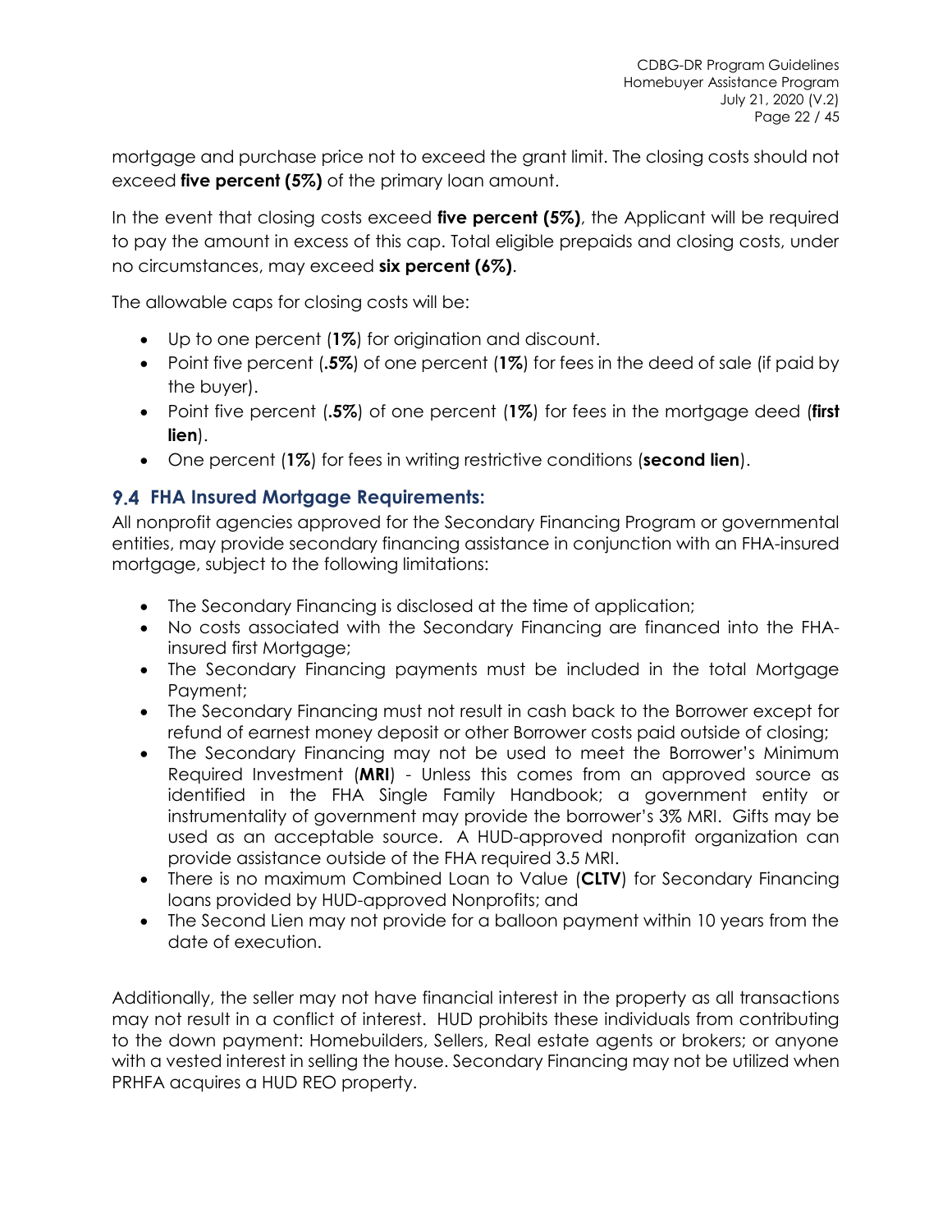mortgage and purchase price not to exceed the grant limit. The closing costs should not exceed **five percent (5%)** of the primary loan amount.

In the event that closing costs exceed **five percent (5%)**, the Applicant will be required to pay the amount in excess of this cap. Total eligible prepaids and closing costs, under no circumstances, may exceed **six percent (6%)**.

The allowable caps for closing costs will be:

- Up to one percent (**1%**) for origination and discount.
- Point five percent (**.5%**) of one percent (**1%**) for fees in the deed of sale (if paid by the buyer).
- Point five percent (**.5%**) of one percent (**1%**) for fees in the mortgage deed (**first lien**).
- One percent (**1%**) for fees in writing restrictive conditions (**second lien**).

## 9.4 FHA Insured Mortgage Requirements:

All nonprofit agencies approved for the Secondary Financing Program or governmental entities, may provide secondary financing assistance in conjunction with an FHA-insured mortgage, subject to the following limitations:

- The Secondary Financing is disclosed at the time of application;
- No costs associated with the Secondary Financing are financed into the FHA-insured first Mortgage;
- The Secondary Financing payments must be included in the total Mortgage Payment;
- The Secondary Financing must not result in cash back to the Borrower except for refund of earnest money deposit or other Borrower costs paid outside of closing;
- The Secondary Financing may not be used to meet the Borrower's Minimum Required Investment (**MRI**) - Unless this comes from an approved source as identified in the FHA Single Family Handbook; a government entity or instrumentality of government may provide the borrower's 3% MRI. Gifts may be used as an acceptable source. A HUD-approved nonprofit organization can provide assistance outside of the FHA required 3.5 MRI.
- There is no maximum Combined Loan to Value (**CLTV**) for Secondary Financing loans provided by HUD-approved Nonprofits; and
- The Second Lien may not provide for a balloon payment within 10 years from the date of execution.

Additionally, the seller may not have financial interest in the property as all transactions may not result in a conflict of interest. HUD prohibits these individuals from contributing to the down payment: Homebuilders, Sellers, Real estate agents or brokers; or anyone with a vested interest in selling the house. Secondary Financing may not be utilized when PRHFA acquires a HUD REO property.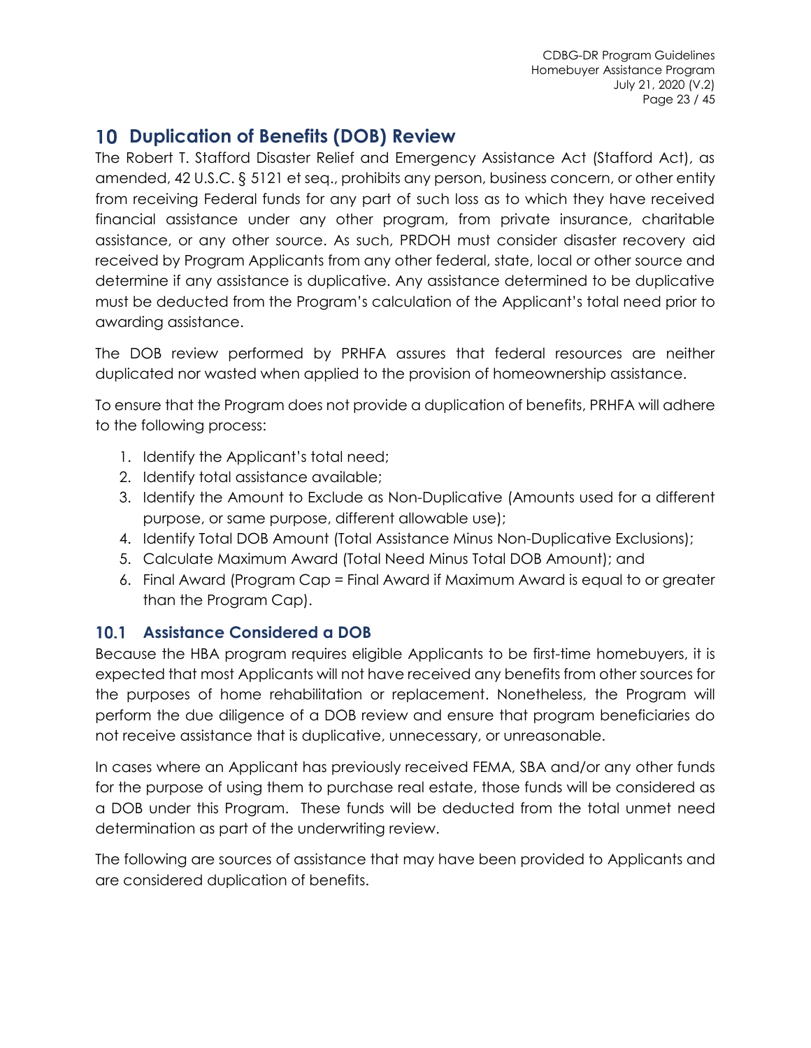# 10 Duplication of Benefits (DOB) Review

The Robert T. Stafford Disaster Relief and Emergency Assistance Act (Stafford Act), as amended, 42 U.S.C. § 5121 et seq., prohibits any person, business concern, or other entity from receiving Federal funds for any part of such loss as to which they have received financial assistance under any other program, from private insurance, charitable assistance, or any other source. As such, PRDOH must consider disaster recovery aid received by Program Applicants from any other federal, state, local or other source and determine if any assistance is duplicative. Any assistance determined to be duplicative must be deducted from the Program's calculation of the Applicant's total need prior to awarding assistance.

The DOB review performed by PRHFA assures that federal resources are neither duplicated nor wasted when applied to the provision of homeownership assistance.

To ensure that the Program does not provide a duplication of benefits, PRHFA will adhere to the following process:

1. Identify the Applicant's total need;
2. Identify total assistance available;
3. Identify the Amount to Exclude as Non-Duplicative (Amounts used for a different purpose, or same purpose, different allowable use);
4. Identify Total DOB Amount (Total Assistance Minus Non-Duplicative Exclusions);
5. Calculate Maximum Award (Total Need Minus Total DOB Amount); and
6. Final Award (Program Cap = Final Award if Maximum Award is equal to or greater than the Program Cap).

## 10.1 Assistance Considered a DOB

Because the HBA program requires eligible Applicants to be first-time homebuyers, it is expected that most Applicants will not have received any benefits from other sources for the purposes of home rehabilitation or replacement. Nonetheless, the Program will perform the due diligence of a DOB review and ensure that program beneficiaries do not receive assistance that is duplicative, unnecessary, or unreasonable.

In cases where an Applicant has previously received FEMA, SBA and/or any other funds for the purpose of using them to purchase real estate, those funds will be considered as a DOB under this Program. These funds will be deducted from the total unmet need determination as part of the underwriting review.

The following are sources of assistance that may have been provided to Applicants and are considered duplication of benefits.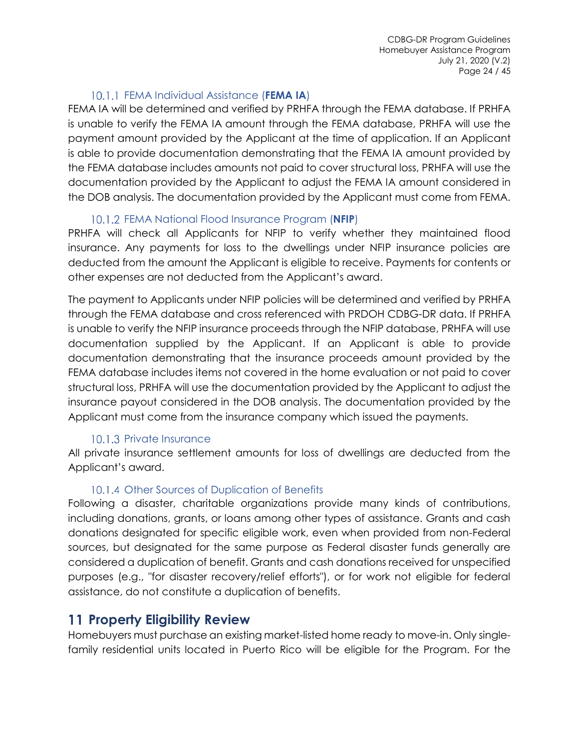#### 10.1.1 FEMA Individual Assistance (**FEMA IA**)

FEMA IA will be determined and verified by PRHFA through the FEMA database. If PRHFA is unable to verify the FEMA IA amount through the FEMA database, PRHFA will use the payment amount provided by the Applicant at the time of application. If an Applicant is able to provide documentation demonstrating that the FEMA IA amount provided by the FEMA database includes amounts not paid to cover structural loss, PRHFA will use the documentation provided by the Applicant to adjust the FEMA IA amount considered in the DOB analysis. The documentation provided by the Applicant must come from FEMA.

#### 10.1.2 FEMA National Flood Insurance Program (**NFIP**)

PRHFA will check all Applicants for NFIP to verify whether they maintained flood insurance. Any payments for loss to the dwellings under NFIP insurance policies are deducted from the amount the Applicant is eligible to receive. Payments for contents or other expenses are not deducted from the Applicant's award.

The payment to Applicants under NFIP policies will be determined and verified by PRHFA through the FEMA database and cross referenced with PRDOH CDBG-DR data. If PRHFA is unable to verify the NFIP insurance proceeds through the NFIP database, PRHFA will use documentation supplied by the Applicant. If an Applicant is able to provide documentation demonstrating that the insurance proceeds amount provided by the FEMA database includes items not covered in the home evaluation or not paid to cover structural loss, PRHFA will use the documentation provided by the Applicant to adjust the insurance payout considered in the DOB analysis. The documentation provided by the Applicant must come from the insurance company which issued the payments.

#### 10.1.3 Private Insurance

All private insurance settlement amounts for loss of dwellings are deducted from the Applicant's award.

#### 10.1.4 Other Sources of Duplication of Benefits

Following a disaster, charitable organizations provide many kinds of contributions, including donations, grants, or loans among other types of assistance. Grants and cash donations designated for specific eligible work, even when provided from non-Federal sources, but designated for the same purpose as Federal disaster funds generally are considered a duplication of benefit. Grants and cash donations received for unspecified purposes (e.g., "for disaster recovery/relief efforts"), or for work not eligible for federal assistance, do not constitute a duplication of benefits.

## 11 Property Eligibility Review

Homebuyers must purchase an existing market-listed home ready to move-in. Only single-family residential units located in Puerto Rico will be eligible for the Program. For the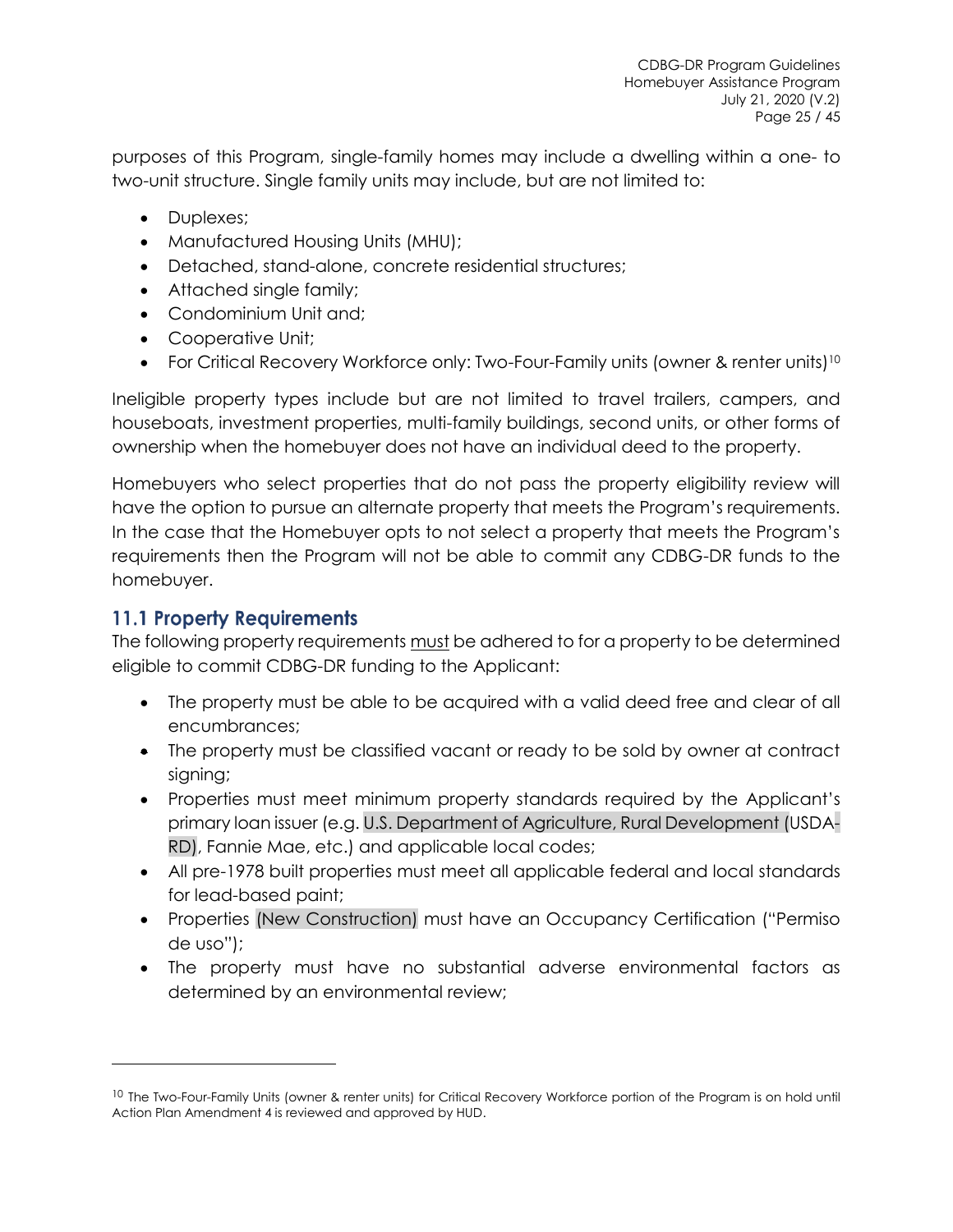purposes of this Program, single-family homes may include a dwelling within a one- to two-unit structure. Single family units may include, but are not limited to:

- Duplexes;
- Manufactured Housing Units (MHU);
- Detached, stand-alone, concrete residential structures;
- Attached single family;
- Condominium Unit and;
- Cooperative Unit;
- For Critical Recovery Workforce only: Two-Four-Family units (owner & renter units)[10]

Ineligible property types include but are not limited to travel trailers, campers, and houseboats, investment properties, multi-family buildings, second units, or other forms of ownership when the homebuyer does not have an individual deed to the property.

Homebuyers who select properties that do not pass the property eligibility review will have the option to pursue an alternate property that meets the Program's requirements. In the case that the Homebuyer opts to not select a property that meets the Program's requirements then the Program will not be able to commit any CDBG-DR funds to the homebuyer.

## 11.1 Property Requirements

The following property requirements must be adhered to for a property to be determined eligible to commit CDBG-DR funding to the Applicant:

- The property must be able to be acquired with a valid deed free and clear of all encumbrances;
- The property must be classified vacant or ready to be sold by owner at contract signing;
- Properties must meet minimum property standards required by the Applicant's primary loan issuer (e.g. U.S. Department of Agriculture, Rural Development (USDA-RD), Fannie Mae, etc.) and applicable local codes;
- All pre-1978 built properties must meet all applicable federal and local standards for lead-based paint;
- Properties (New Construction) must have an Occupancy Certification ("Permiso de uso");
- The property must have no substantial adverse environmental factors as determined by an environmental review;

[10] The Two-Four-Family Units (owner & renter units) for Critical Recovery Workforce portion of the Program is on hold until Action Plan Amendment 4 is reviewed and approved by HUD.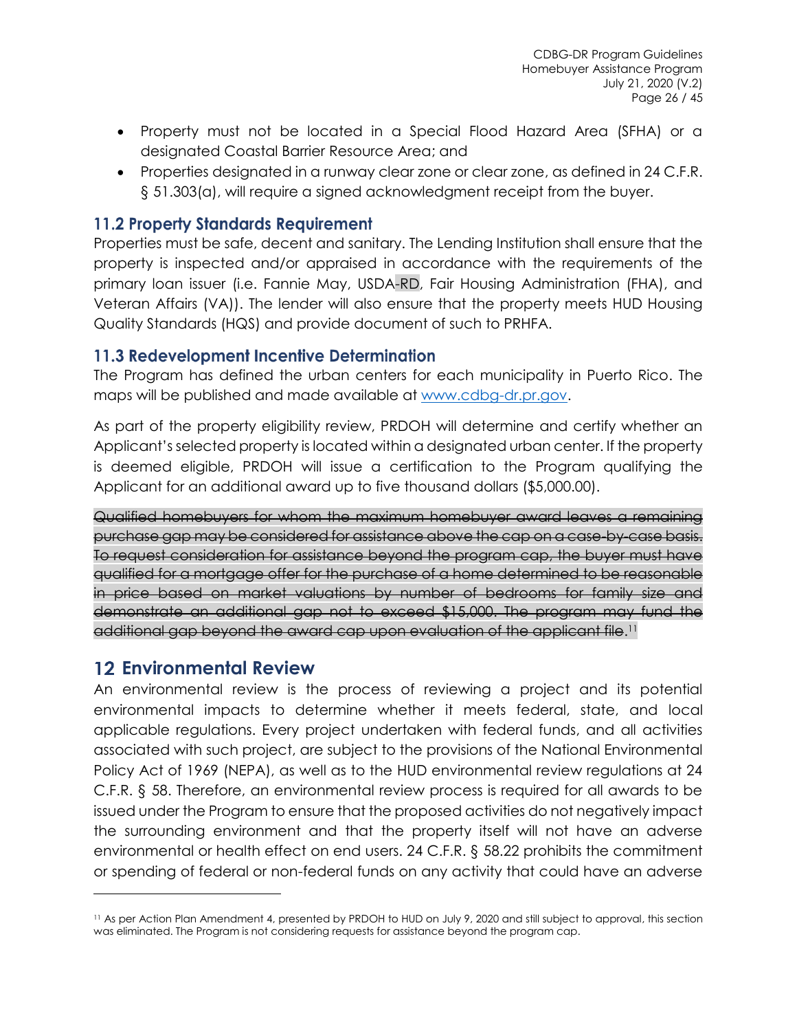- Property must not be located in a Special Flood Hazard Area (SFHA) or a designated Coastal Barrier Resource Area; and
- Properties designated in a runway clear zone or clear zone, as defined in 24 C.F.R. § 51.303(a), will require a signed acknowledgment receipt from the buyer.

### 11.2 Property Standards Requirement

Properties must be safe, decent and sanitary. The Lending Institution shall ensure that the property is inspected and/or appraised in accordance with the requirements of the primary loan issuer (i.e. Fannie May, USDA-RD, Fair Housing Administration (FHA), and Veteran Affairs (VA)). The lender will also ensure that the property meets HUD Housing Quality Standards (HQS) and provide document of such to PRHFA.

### 11.3 Redevelopment Incentive Determination

The Program has defined the urban centers for each municipality in Puerto Rico. The maps will be published and made available at www.cdbg-dr.pr.gov.

As part of the property eligibility review, PRDOH will determine and certify whether an Applicant's selected property is located within a designated urban center. If the property is deemed eligible, PRDOH will issue a certification to the Program qualifying the Applicant for an additional award up to five thousand dollars ($5,000.00).

~~Qualified homebuyers for whom the maximum homebuyer award leaves a remaining purchase gap may be considered for assistance above the cap on a case-by-case basis. To request consideration for assistance beyond the program cap, the buyer must have qualified for a mortgage offer for the purchase of a home determined to be reasonable in price based on market valuations by number of bedrooms for family size and demonstrate an additional gap not to exceed $15,000. The program may fund the additional gap beyond the award cap upon evaluation of the applicant file.~~[11]

## 12 Environmental Review

An environmental review is the process of reviewing a project and its potential environmental impacts to determine whether it meets federal, state, and local applicable regulations. Every project undertaken with federal funds, and all activities associated with such project, are subject to the provisions of the National Environmental Policy Act of 1969 (NEPA), as well as to the HUD environmental review regulations at 24 C.F.R. § 58. Therefore, an environmental review process is required for all awards to be issued under the Program to ensure that the proposed activities do not negatively impact the surrounding environment and that the property itself will not have an adverse environmental or health effect on end users. 24 C.F.R. § 58.22 prohibits the commitment or spending of federal or non-federal funds on any activity that could have an adverse

---

[11] As per Action Plan Amendment 4, presented by PRDOH to HUD on July 9, 2020 and still subject to approval, this section was eliminated. The Program is not considering requests for assistance beyond the program cap.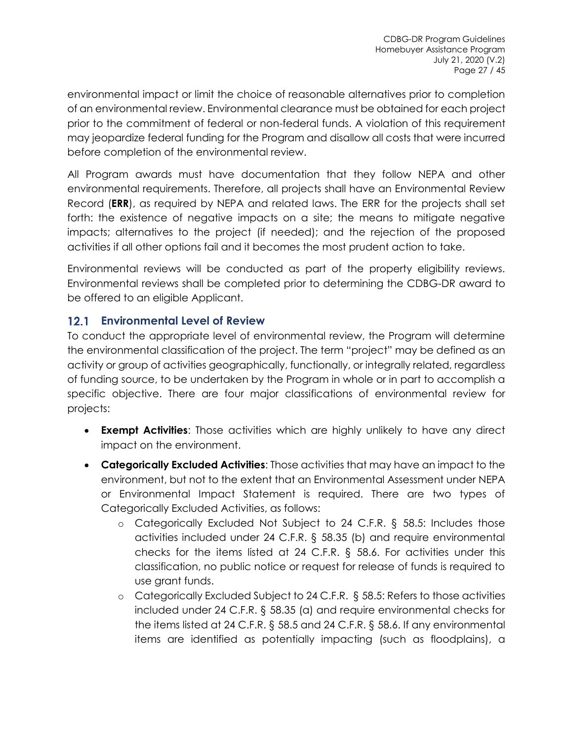environmental impact or limit the choice of reasonable alternatives prior to completion of an environmental review. Environmental clearance must be obtained for each project prior to the commitment of federal or non-federal funds. A violation of this requirement may jeopardize federal funding for the Program and disallow all costs that were incurred before completion of the environmental review.

All Program awards must have documentation that they follow NEPA and other environmental requirements. Therefore, all projects shall have an Environmental Review Record (**ERR**), as required by NEPA and related laws. The ERR for the projects shall set forth: the existence of negative impacts on a site; the means to mitigate negative impacts; alternatives to the project (if needed); and the rejection of the proposed activities if all other options fail and it becomes the most prudent action to take.

Environmental reviews will be conducted as part of the property eligibility reviews. Environmental reviews shall be completed prior to determining the CDBG-DR award to be offered to an eligible Applicant.

## 12.1 Environmental Level of Review

To conduct the appropriate level of environmental review, the Program will determine the environmental classification of the project. The term "project" may be defined as an activity or group of activities geographically, functionally, or integrally related, regardless of funding source, to be undertaken by the Program in whole or in part to accomplish a specific objective. There are four major classifications of environmental review for projects:

- **Exempt Activities**: Those activities which are highly unlikely to have any direct impact on the environment.
- **Categorically Excluded Activities**: Those activities that may have an impact to the environment, but not to the extent that an Environmental Assessment under NEPA or Environmental Impact Statement is required. There are two types of Categorically Excluded Activities, as follows:
  - Categorically Excluded Not Subject to 24 C.F.R. § 58.5: Includes those activities included under 24 C.F.R. § 58.35 (b) and require environmental checks for the items listed at 24 C.F.R. § 58.6. For activities under this classification, no public notice or request for release of funds is required to use grant funds.
  - Categorically Excluded Subject to 24 C.F.R. § 58.5: Refers to those activities included under 24 C.F.R. § 58.35 (a) and require environmental checks for the items listed at 24 C.F.R. § 58.5 and 24 C.F.R. § 58.6. If any environmental items are identified as potentially impacting (such as floodplains), a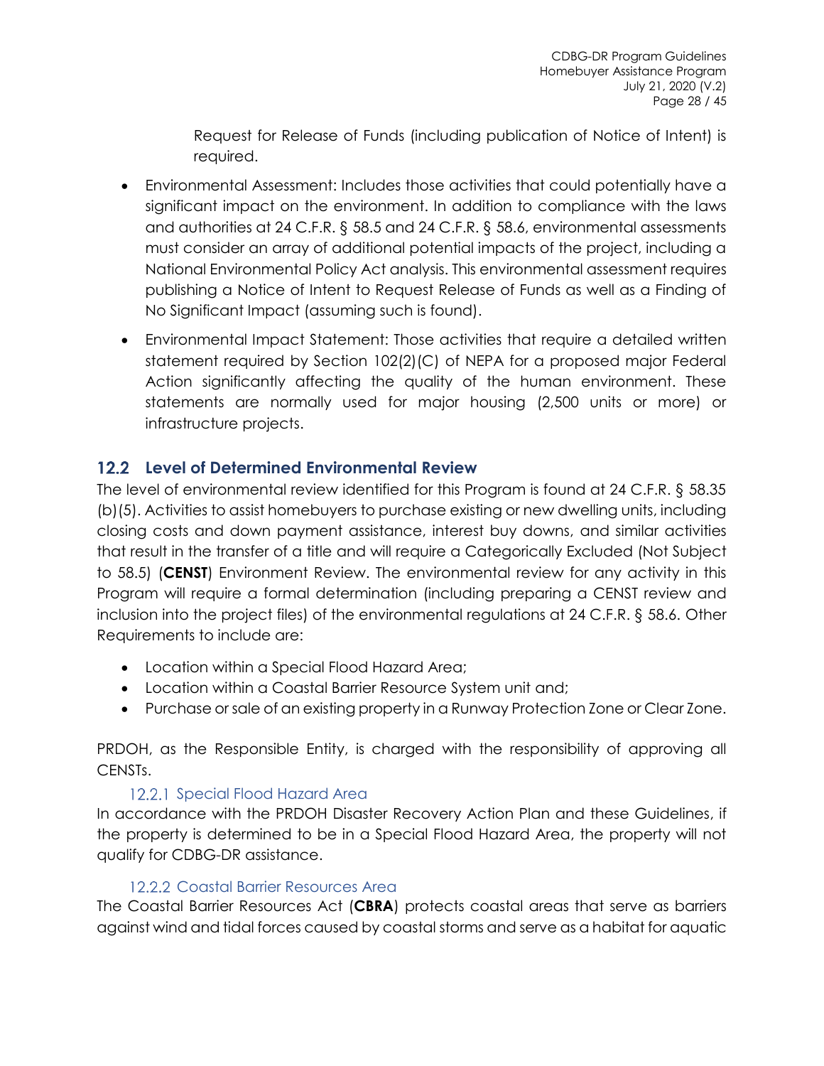Request for Release of Funds (including publication of Notice of Intent) is required.

- Environmental Assessment: Includes those activities that could potentially have a significant impact on the environment. In addition to compliance with the laws and authorities at 24 C.F.R. § 58.5 and 24 C.F.R. § 58.6, environmental assessments must consider an array of additional potential impacts of the project, including a National Environmental Policy Act analysis. This environmental assessment requires publishing a Notice of Intent to Request Release of Funds as well as a Finding of No Significant Impact (assuming such is found).
- Environmental Impact Statement: Those activities that require a detailed written statement required by Section 102(2)(C) of NEPA for a proposed major Federal Action significantly affecting the quality of the human environment. These statements are normally used for major housing (2,500 units or more) or infrastructure projects.

## 12.2 Level of Determined Environmental Review

The level of environmental review identified for this Program is found at 24 C.F.R. § 58.35 (b)(5). Activities to assist homebuyers to purchase existing or new dwelling units, including closing costs and down payment assistance, interest buy downs, and similar activities that result in the transfer of a title and will require a Categorically Excluded (Not Subject to 58.5) (**CENST**) Environment Review. The environmental review for any activity in this Program will require a formal determination (including preparing a CENST review and inclusion into the project files) of the environmental regulations at 24 C.F.R. § 58.6. Other Requirements to include are:

- Location within a Special Flood Hazard Area;
- Location within a Coastal Barrier Resource System unit and;
- Purchase or sale of an existing property in a Runway Protection Zone or Clear Zone.

PRDOH, as the Responsible Entity, is charged with the responsibility of approving all CENSTs.

### 12.2.1 Special Flood Hazard Area

In accordance with the PRDOH Disaster Recovery Action Plan and these Guidelines, if the property is determined to be in a Special Flood Hazard Area, the property will not qualify for CDBG-DR assistance.

### 12.2.2 Coastal Barrier Resources Area

The Coastal Barrier Resources Act (**CBRA**) protects coastal areas that serve as barriers against wind and tidal forces caused by coastal storms and serve as a habitat for aquatic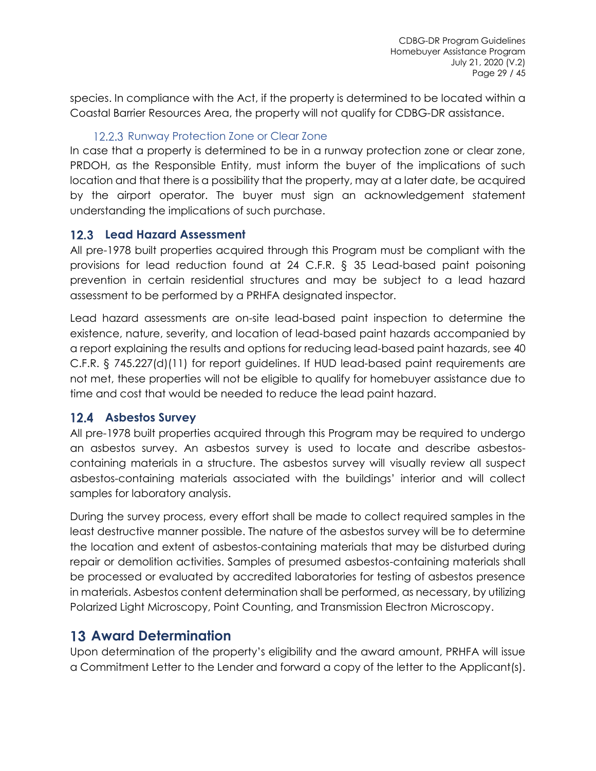species. In compliance with the Act, if the property is determined to be located within a Coastal Barrier Resources Area, the property will not qualify for CDBG-DR assistance.

#### 12.2.3 Runway Protection Zone or Clear Zone

In case that a property is determined to be in a runway protection zone or clear zone, PRDOH, as the Responsible Entity, must inform the buyer of the implications of such location and that there is a possibility that the property, may at a later date, be acquired by the airport operator. The buyer must sign an acknowledgement statement understanding the implications of such purchase.

### 12.3 Lead Hazard Assessment

All pre-1978 built properties acquired through this Program must be compliant with the provisions for lead reduction found at 24 C.F.R. § 35 Lead-based paint poisoning prevention in certain residential structures and may be subject to a lead hazard assessment to be performed by a PRHFA designated inspector.

Lead hazard assessments are on-site lead-based paint inspection to determine the existence, nature, severity, and location of lead-based paint hazards accompanied by a report explaining the results and options for reducing lead-based paint hazards, see 40 C.F.R. § 745.227(d)(11) for report guidelines. If HUD lead-based paint requirements are not met, these properties will not be eligible to qualify for homebuyer assistance due to time and cost that would be needed to reduce the lead paint hazard.

### 12.4 Asbestos Survey

All pre-1978 built properties acquired through this Program may be required to undergo an asbestos survey. An asbestos survey is used to locate and describe asbestos-containing materials in a structure. The asbestos survey will visually review all suspect asbestos-containing materials associated with the buildings' interior and will collect samples for laboratory analysis.

During the survey process, every effort shall be made to collect required samples in the least destructive manner possible. The nature of the asbestos survey will be to determine the location and extent of asbestos-containing materials that may be disturbed during repair or demolition activities. Samples of presumed asbestos-containing materials shall be processed or evaluated by accredited laboratories for testing of asbestos presence in materials. Asbestos content determination shall be performed, as necessary, by utilizing Polarized Light Microscopy, Point Counting, and Transmission Electron Microscopy.

## 13 Award Determination

Upon determination of the property's eligibility and the award amount, PRHFA will issue a Commitment Letter to the Lender and forward a copy of the letter to the Applicant(s).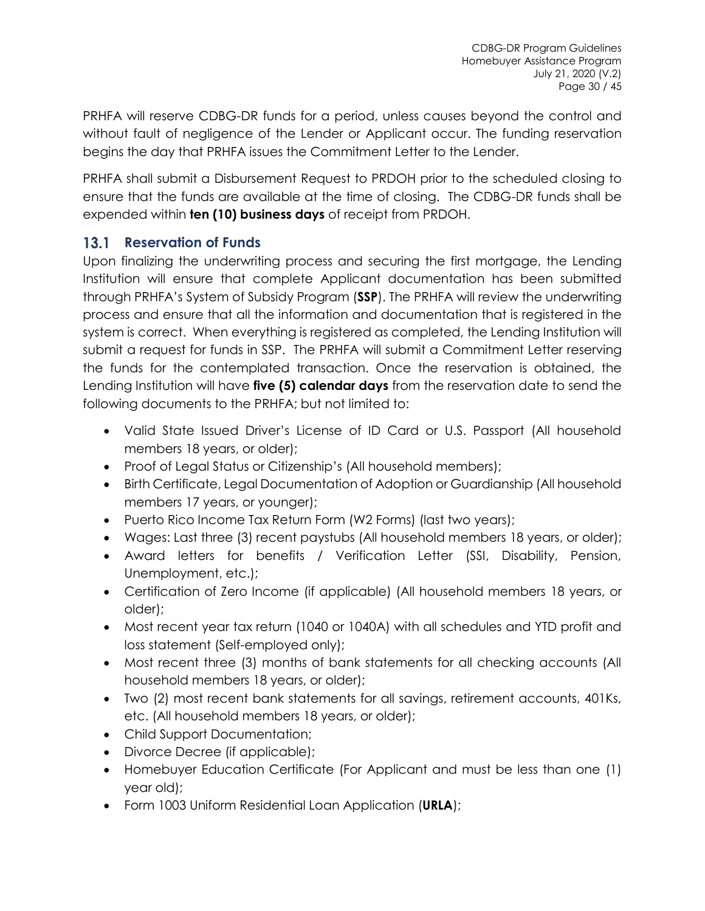PRHFA will reserve CDBG-DR funds for a period, unless causes beyond the control and without fault of negligence of the Lender or Applicant occur. The funding reservation begins the day that PRHFA issues the Commitment Letter to the Lender.

PRHFA shall submit a Disbursement Request to PRDOH prior to the scheduled closing to ensure that the funds are available at the time of closing. The CDBG-DR funds shall be expended within **ten (10) business days** of receipt from PRDOH.

## 13.1 Reservation of Funds

Upon finalizing the underwriting process and securing the first mortgage, the Lending Institution will ensure that complete Applicant documentation has been submitted through PRHFA's System of Subsidy Program (**SSP**). The PRHFA will review the underwriting process and ensure that all the information and documentation that is registered in the system is correct. When everything is registered as completed, the Lending Institution will submit a request for funds in SSP. The PRHFA will submit a Commitment Letter reserving the funds for the contemplated transaction. Once the reservation is obtained, the Lending Institution will have **five (5) calendar days** from the reservation date to send the following documents to the PRHFA; but not limited to:

- Valid State Issued Driver's License of ID Card or U.S. Passport (All household members 18 years, or older);
- Proof of Legal Status or Citizenship's (All household members);
- Birth Certificate, Legal Documentation of Adoption or Guardianship (All household members 17 years, or younger);
- Puerto Rico Income Tax Return Form (W2 Forms) (last two years);
- Wages: Last three (3) recent paystubs (All household members 18 years, or older);
- Award letters for benefits / Verification Letter (SSI, Disability, Pension, Unemployment, etc.);
- Certification of Zero Income (if applicable) (All household members 18 years, or older);
- Most recent year tax return (1040 or 1040A) with all schedules and YTD profit and loss statement (Self-employed only);
- Most recent three (3) months of bank statements for all checking accounts (All household members 18 years, or older);
- Two (2) most recent bank statements for all savings, retirement accounts, 401Ks, etc. (All household members 18 years, or older);
- Child Support Documentation;
- Divorce Decree (if applicable);
- Homebuyer Education Certificate (For Applicant and must be less than one (1) year old);
- Form 1003 Uniform Residential Loan Application (**URLA**);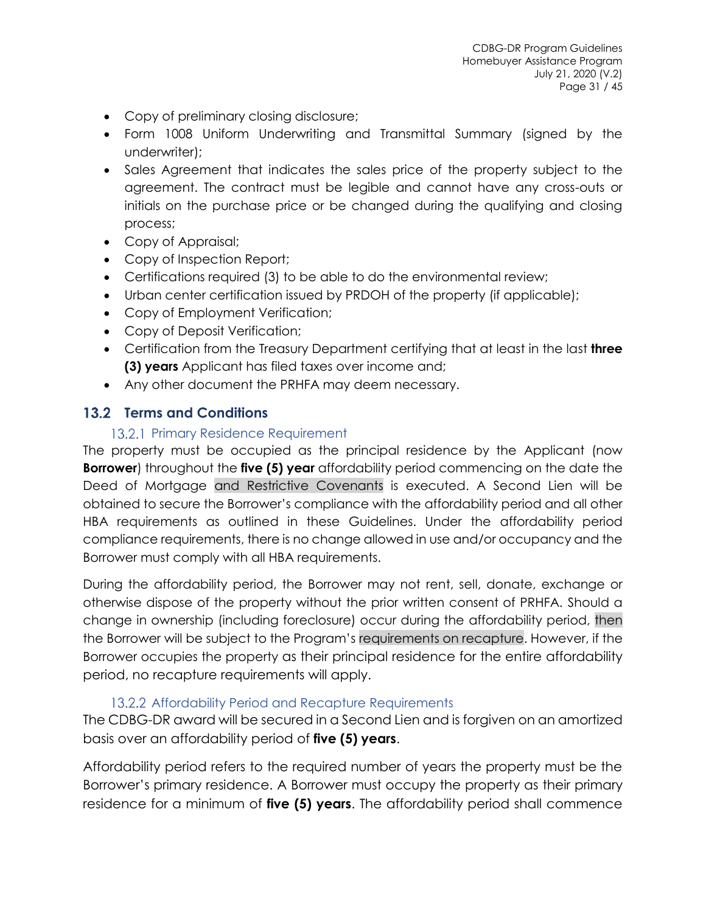- Copy of preliminary closing disclosure;
- Form 1008 Uniform Underwriting and Transmittal Summary (signed by the underwriter);
- Sales Agreement that indicates the sales price of the property subject to the agreement. The contract must be legible and cannot have any cross-outs or initials on the purchase price or be changed during the qualifying and closing process;
- Copy of Appraisal;
- Copy of Inspection Report;
- Certifications required (3) to be able to do the environmental review;
- Urban center certification issued by PRDOH of the property (if applicable);
- Copy of Employment Verification;
- Copy of Deposit Verification;
- Certification from the Treasury Department certifying that at least in the last **three (3) years** Applicant has filed taxes over income and;
- Any other document the PRHFA may deem necessary.

## 13.2 Terms and Conditions

### 13.2.1 Primary Residence Requirement

The property must be occupied as the principal residence by the Applicant (now **Borrower**) throughout the **five (5) year** affordability period commencing on the date the Deed of Mortgage and Restrictive Covenants is executed. A Second Lien will be obtained to secure the Borrower's compliance with the affordability period and all other HBA requirements as outlined in these Guidelines. Under the affordability period compliance requirements, there is no change allowed in use and/or occupancy and the Borrower must comply with all HBA requirements.

During the affordability period, the Borrower may not rent, sell, donate, exchange or otherwise dispose of the property without the prior written consent of PRHFA. Should a change in ownership (including foreclosure) occur during the affordability period, then the Borrower will be subject to the Program's requirements on recapture. However, if the Borrower occupies the property as their principal residence for the entire affordability period, no recapture requirements will apply.

### 13.2.2 Affordability Period and Recapture Requirements

The CDBG-DR award will be secured in a Second Lien and is forgiven on an amortized basis over an affordability period of **five (5) years**.

Affordability period refers to the required number of years the property must be the Borrower's primary residence. A Borrower must occupy the property as their primary residence for a minimum of **five (5) years**. The affordability period shall commence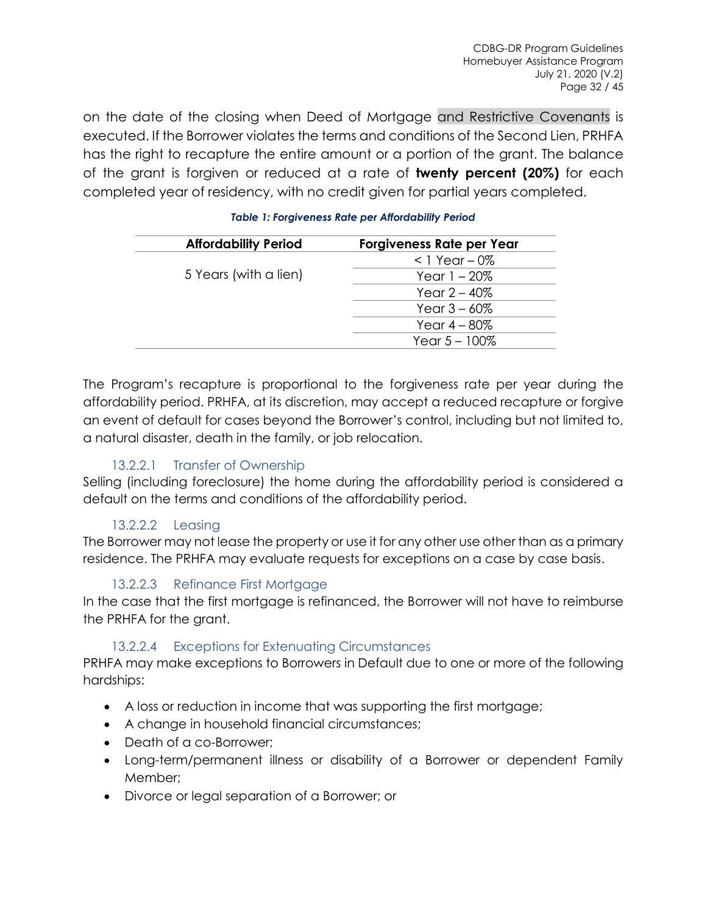on the date of the closing when Deed of Mortgage and Restrictive Covenants is executed. If the Borrower violates the terms and conditions of the Second Lien, PRHFA has the right to recapture the entire amount or a portion of the grant. The balance of the grant is forgiven or reduced at a rate of **twenty percent (20%)** for each completed year of residency, with no credit given for partial years completed.

***Table 1: Forgiveness Rate per Affordability Period***

| Affordability Period | Forgiveness Rate per Year |
|---|---|
| 5 Years (with a lien) | < 1 Year – 0% |
| | Year 1 – 20% |
| | Year 2 – 40% |
| | Year 3 – 60% |
| | Year 4 – 80% |
| | Year 5 – 100% |

The Program's recapture is proportional to the forgiveness rate per year during the affordability period. PRHFA, at its discretion, may accept a reduced recapture or forgive an event of default for cases beyond the Borrower's control, including but not limited to, a natural disaster, death in the family, or job relocation.

#### 13.2.2.1 Transfer of Ownership

Selling (including foreclosure) the home during the affordability period is considered a default on the terms and conditions of the affordability period.

#### 13.2.2.2 Leasing

The Borrower may not lease the property or use it for any other use other than as a primary residence. The PRHFA may evaluate requests for exceptions on a case by case basis.

#### 13.2.2.3 Refinance First Mortgage

In the case that the first mortgage is refinanced, the Borrower will not have to reimburse the PRHFA for the grant.

#### 13.2.2.4 Exceptions for Extenuating Circumstances

PRHFA may make exceptions to Borrowers in Default due to one or more of the following hardships:

- A loss or reduction in income that was supporting the first mortgage;
- A change in household financial circumstances;
- Death of a co-Borrower;
- Long-term/permanent illness or disability of a Borrower or dependent Family Member;
- Divorce or legal separation of a Borrower; or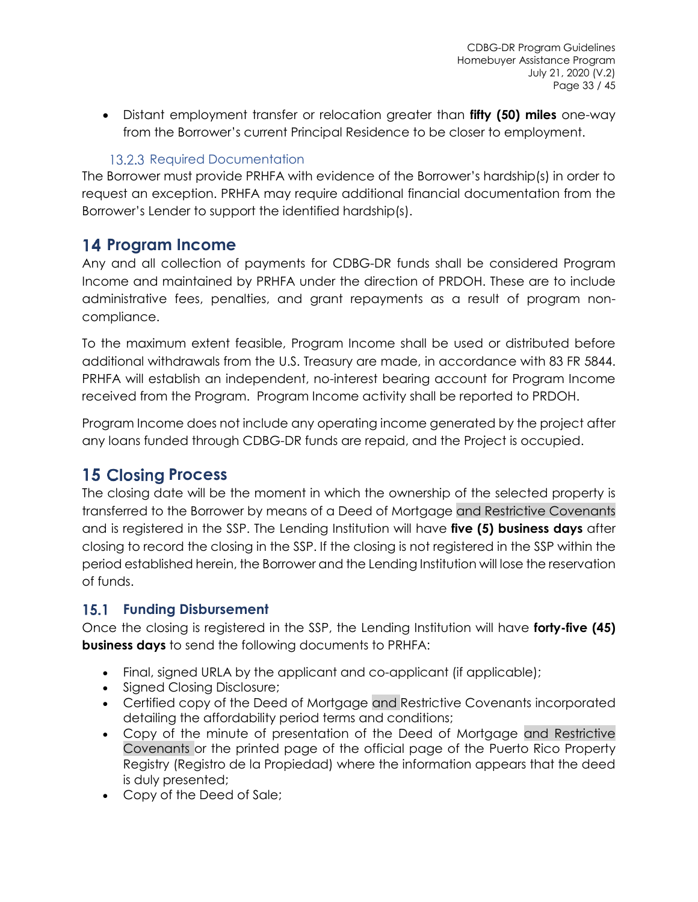- Distant employment transfer or relocation greater than **fifty (50) miles** one-way from the Borrower's current Principal Residence to be closer to employment.

#### 13.2.3 Required Documentation

The Borrower must provide PRHFA with evidence of the Borrower's hardship(s) in order to request an exception. PRHFA may require additional financial documentation from the Borrower's Lender to support the identified hardship(s).

# 14 Program Income

Any and all collection of payments for CDBG-DR funds shall be considered Program Income and maintained by PRHFA under the direction of PRDOH. These are to include administrative fees, penalties, and grant repayments as a result of program non-compliance.

To the maximum extent feasible, Program Income shall be used or distributed before additional withdrawals from the U.S. Treasury are made, in accordance with 83 FR 5844. PRHFA will establish an independent, no-interest bearing account for Program Income received from the Program. Program Income activity shall be reported to PRDOH.

Program Income does not include any operating income generated by the project after any loans funded through CDBG-DR funds are repaid, and the Project is occupied.

# 15 Closing Process

The closing date will be the moment in which the ownership of the selected property is transferred to the Borrower by means of a Deed of Mortgage and Restrictive Covenants and is registered in the SSP. The Lending Institution will have **five (5) business days** after closing to record the closing in the SSP. If the closing is not registered in the SSP within the period established herein, the Borrower and the Lending Institution will lose the reservation of funds.

## 15.1 Funding Disbursement

Once the closing is registered in the SSP, the Lending Institution will have **forty-five (45) business days** to send the following documents to PRHFA:

- Final, signed URLA by the applicant and co-applicant (if applicable);
- Signed Closing Disclosure;
- Certified copy of the Deed of Mortgage and Restrictive Covenants incorporated detailing the affordability period terms and conditions;
- Copy of the minute of presentation of the Deed of Mortgage and Restrictive Covenants or the printed page of the official page of the Puerto Rico Property Registry (Registro de la Propiedad) where the information appears that the deed is duly presented;
- Copy of the Deed of Sale;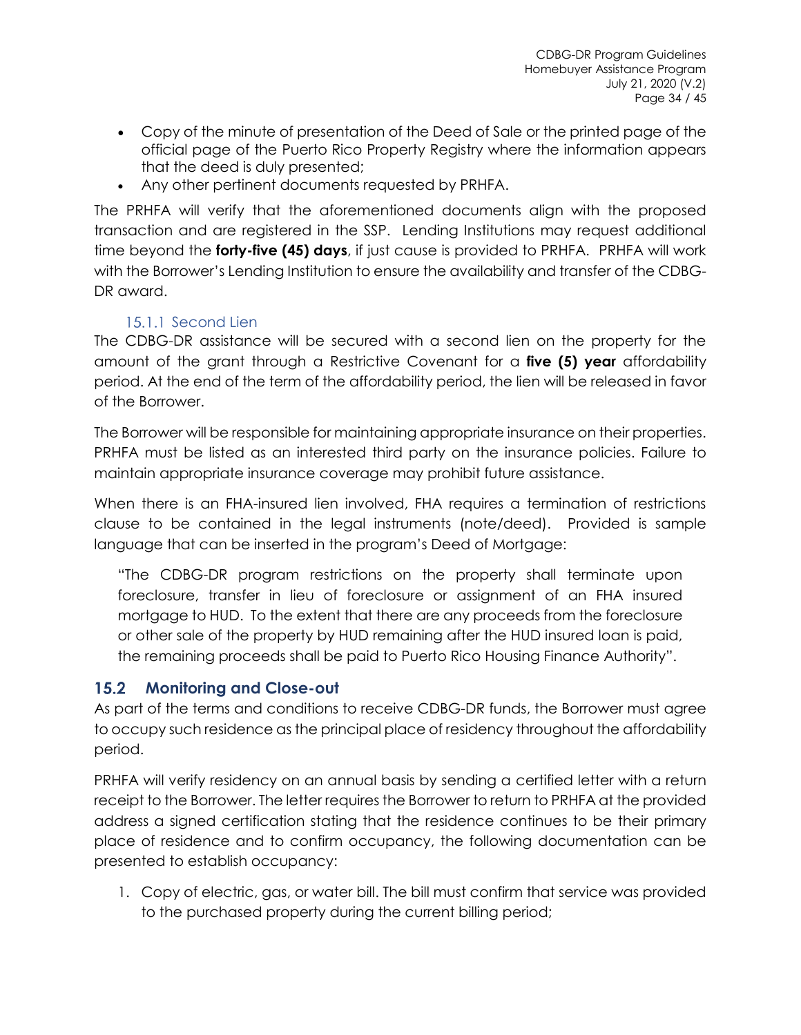- Copy of the minute of presentation of the Deed of Sale or the printed page of the official page of the Puerto Rico Property Registry where the information appears that the deed is duly presented;
- Any other pertinent documents requested by PRHFA.

The PRHFA will verify that the aforementioned documents align with the proposed transaction and are registered in the SSP. Lending Institutions may request additional time beyond the **forty-five (45) days**, if just cause is provided to PRHFA. PRHFA will work with the Borrower's Lending Institution to ensure the availability and transfer of the CDBG-DR award.

#### 15.1.1 Second Lien

The CDBG-DR assistance will be secured with a second lien on the property for the amount of the grant through a Restrictive Covenant for a **five (5) year** affordability period. At the end of the term of the affordability period, the lien will be released in favor of the Borrower.

The Borrower will be responsible for maintaining appropriate insurance on their properties. PRHFA must be listed as an interested third party on the insurance policies. Failure to maintain appropriate insurance coverage may prohibit future assistance.

When there is an FHA-insured lien involved, FHA requires a termination of restrictions clause to be contained in the legal instruments (note/deed). Provided is sample language that can be inserted in the program's Deed of Mortgage:

> "The CDBG-DR program restrictions on the property shall terminate upon foreclosure, transfer in lieu of foreclosure or assignment of an FHA insured mortgage to HUD. To the extent that there are any proceeds from the foreclosure or other sale of the property by HUD remaining after the HUD insured loan is paid, the remaining proceeds shall be paid to Puerto Rico Housing Finance Authority".

### 15.2 Monitoring and Close-out

As part of the terms and conditions to receive CDBG-DR funds, the Borrower must agree to occupy such residence as the principal place of residency throughout the affordability period.

PRHFA will verify residency on an annual basis by sending a certified letter with a return receipt to the Borrower. The letter requires the Borrower to return to PRHFA at the provided address a signed certification stating that the residence continues to be their primary place of residence and to confirm occupancy, the following documentation can be presented to establish occupancy:

1. Copy of electric, gas, or water bill. The bill must confirm that service was provided to the purchased property during the current billing period;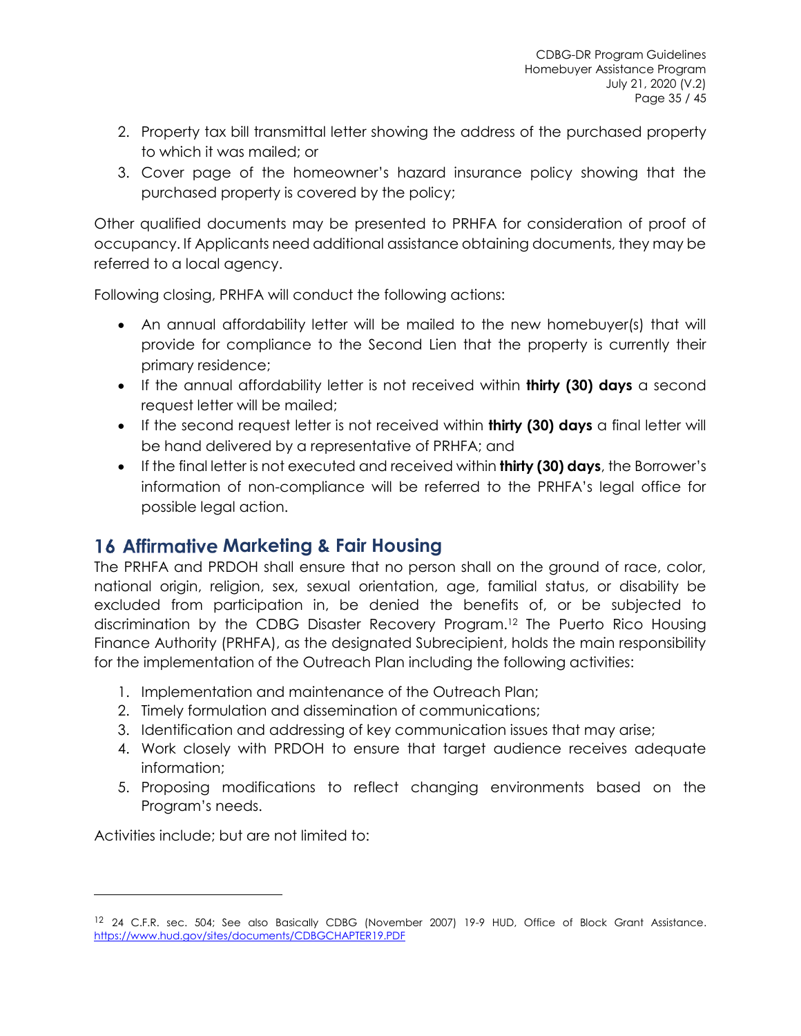2. Property tax bill transmittal letter showing the address of the purchased property to which it was mailed; or
3. Cover page of the homeowner's hazard insurance policy showing that the purchased property is covered by the policy;

Other qualified documents may be presented to PRHFA for consideration of proof of occupancy. If Applicants need additional assistance obtaining documents, they may be referred to a local agency.

Following closing, PRHFA will conduct the following actions:

- An annual affordability letter will be mailed to the new homebuyer(s) that will provide for compliance to the Second Lien that the property is currently their primary residence;
- If the annual affordability letter is not received within **thirty (30) days** a second request letter will be mailed;
- If the second request letter is not received within **thirty (30) days** a final letter will be hand delivered by a representative of PRHFA; and
- If the final letter is not executed and received within **thirty (30) days**, the Borrower's information of non-compliance will be referred to the PRHFA's legal office for possible legal action.

# 16 Affirmative Marketing & Fair Housing

The PRHFA and PRDOH shall ensure that no person shall on the ground of race, color, national origin, religion, sex, sexual orientation, age, familial status, or disability be excluded from participation in, be denied the benefits of, or be subjected to discrimination by the CDBG Disaster Recovery Program.[12] The Puerto Rico Housing Finance Authority (PRHFA), as the designated Subrecipient, holds the main responsibility for the implementation of the Outreach Plan including the following activities:

1. Implementation and maintenance of the Outreach Plan;
2. Timely formulation and dissemination of communications;
3. Identification and addressing of key communication issues that may arise;
4. Work closely with PRDOH to ensure that target audience receives adequate information;
5. Proposing modifications to reflect changing environments based on the Program's needs.

Activities include; but are not limited to:

---

[12] 24 C.F.R. sec. 504; See also Basically CDBG (November 2007) 19-9 HUD, Office of Block Grant Assistance. https://www.hud.gov/sites/documents/CDBGCHAPTER19.PDF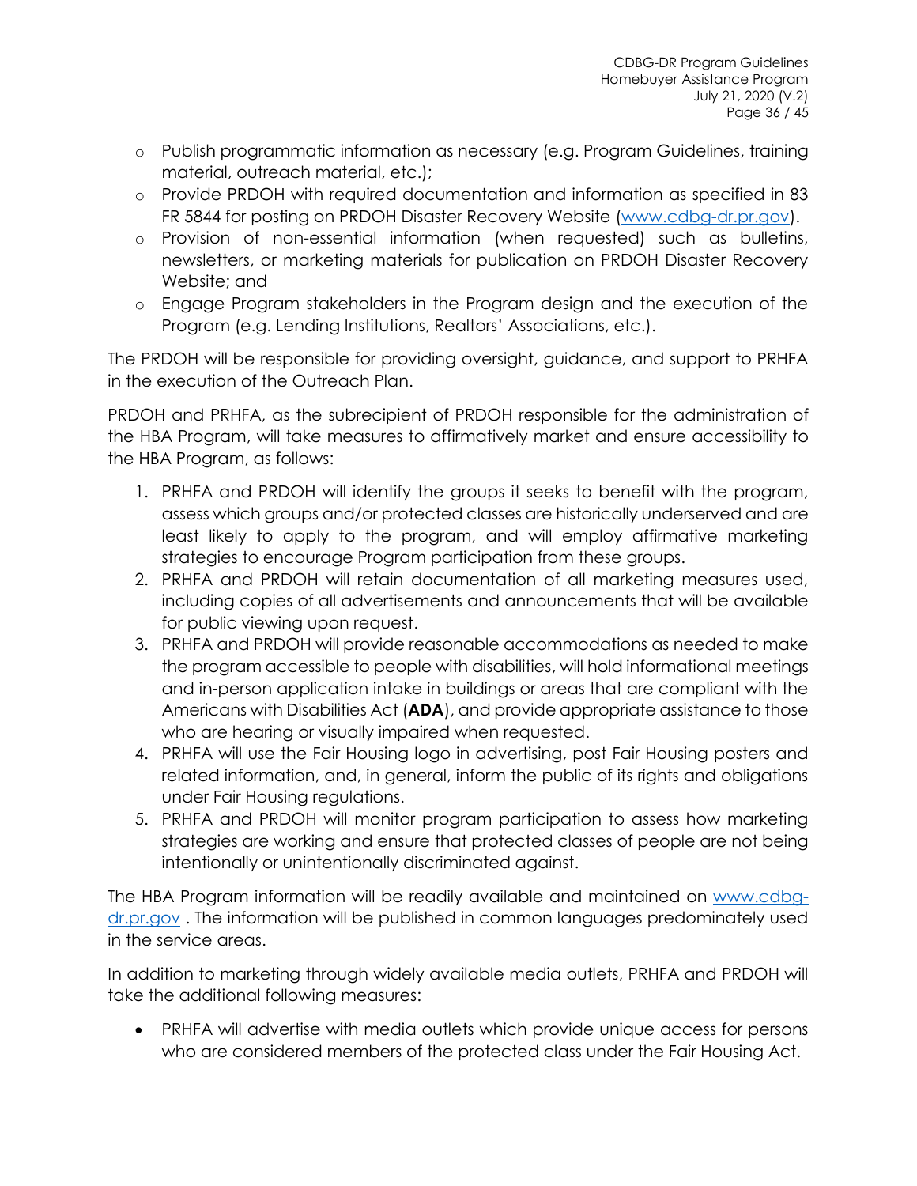- Publish programmatic information as necessary (e.g. Program Guidelines, training material, outreach material, etc.);
- Provide PRDOH with required documentation and information as specified in 83 FR 5844 for posting on PRDOH Disaster Recovery Website ([www.cdbg-dr.pr.gov](www.cdbg-dr.pr.gov)).
- Provision of non-essential information (when requested) such as bulletins, newsletters, or marketing materials for publication on PRDOH Disaster Recovery Website; and
- Engage Program stakeholders in the Program design and the execution of the Program (e.g. Lending Institutions, Realtors' Associations, etc.).

The PRDOH will be responsible for providing oversight, guidance, and support to PRHFA in the execution of the Outreach Plan.

PRDOH and PRHFA, as the subrecipient of PRDOH responsible for the administration of the HBA Program, will take measures to affirmatively market and ensure accessibility to the HBA Program, as follows:

1. PRHFA and PRDOH will identify the groups it seeks to benefit with the program, assess which groups and/or protected classes are historically underserved and are least likely to apply to the program, and will employ affirmative marketing strategies to encourage Program participation from these groups.
2. PRHFA and PRDOH will retain documentation of all marketing measures used, including copies of all advertisements and announcements that will be available for public viewing upon request.
3. PRHFA and PRDOH will provide reasonable accommodations as needed to make the program accessible to people with disabilities, will hold informational meetings and in-person application intake in buildings or areas that are compliant with the Americans with Disabilities Act (**ADA**), and provide appropriate assistance to those who are hearing or visually impaired when requested.
4. PRHFA will use the Fair Housing logo in advertising, post Fair Housing posters and related information, and, in general, inform the public of its rights and obligations under Fair Housing regulations.
5. PRHFA and PRDOH will monitor program participation to assess how marketing strategies are working and ensure that protected classes of people are not being intentionally or unintentionally discriminated against.

The HBA Program information will be readily available and maintained on [www.cdbg-dr.pr.gov](www.cdbg-dr.pr.gov) . The information will be published in common languages predominately used in the service areas.

In addition to marketing through widely available media outlets, PRHFA and PRDOH will take the additional following measures:

- PRHFA will advertise with media outlets which provide unique access for persons who are considered members of the protected class under the Fair Housing Act.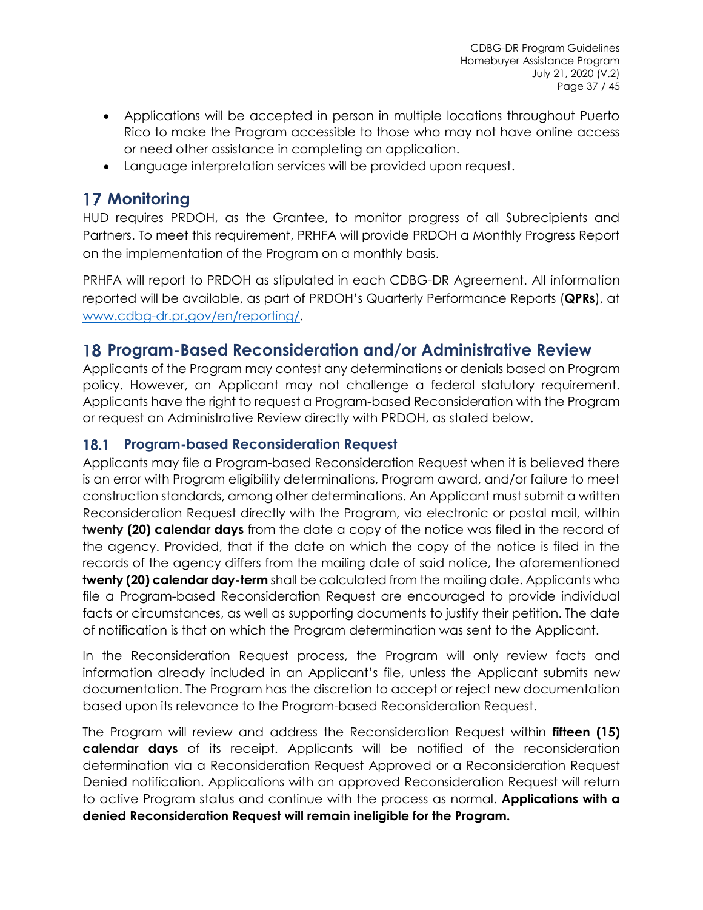- Applications will be accepted in person in multiple locations throughout Puerto Rico to make the Program accessible to those who may not have online access or need other assistance in completing an application.
- Language interpretation services will be provided upon request.

# 17 Monitoring

HUD requires PRDOH, as the Grantee, to monitor progress of all Subrecipients and Partners. To meet this requirement, PRHFA will provide PRDOH a Monthly Progress Report on the implementation of the Program on a monthly basis.

PRHFA will report to PRDOH as stipulated in each CDBG-DR Agreement. All information reported will be available, as part of PRDOH's Quarterly Performance Reports (**QPRs**), at [www.cdbg-dr.pr.gov/en/reporting/](www.cdbg-dr.pr.gov/en/reporting/).

# 18 Program-Based Reconsideration and/or Administrative Review

Applicants of the Program may contest any determinations or denials based on Program policy. However, an Applicant may not challenge a federal statutory requirement. Applicants have the right to request a Program-based Reconsideration with the Program or request an Administrative Review directly with PRDOH, as stated below.

## 18.1 Program-based Reconsideration Request

Applicants may file a Program-based Reconsideration Request when it is believed there is an error with Program eligibility determinations, Program award, and/or failure to meet construction standards, among other determinations. An Applicant must submit a written Reconsideration Request directly with the Program, via electronic or postal mail, within **twenty (20) calendar days** from the date a copy of the notice was filed in the record of the agency. Provided, that if the date on which the copy of the notice is filed in the records of the agency differs from the mailing date of said notice, the aforementioned **twenty (20) calendar day-term** shall be calculated from the mailing date. Applicants who file a Program-based Reconsideration Request are encouraged to provide individual facts or circumstances, as well as supporting documents to justify their petition. The date of notification is that on which the Program determination was sent to the Applicant.

In the Reconsideration Request process, the Program will only review facts and information already included in an Applicant's file, unless the Applicant submits new documentation. The Program has the discretion to accept or reject new documentation based upon its relevance to the Program-based Reconsideration Request.

The Program will review and address the Reconsideration Request within **fifteen (15) calendar days** of its receipt. Applicants will be notified of the reconsideration determination via a Reconsideration Request Approved or a Reconsideration Request Denied notification. Applications with an approved Reconsideration Request will return to active Program status and continue with the process as normal. **Applications with a denied Reconsideration Request will remain ineligible for the Program.**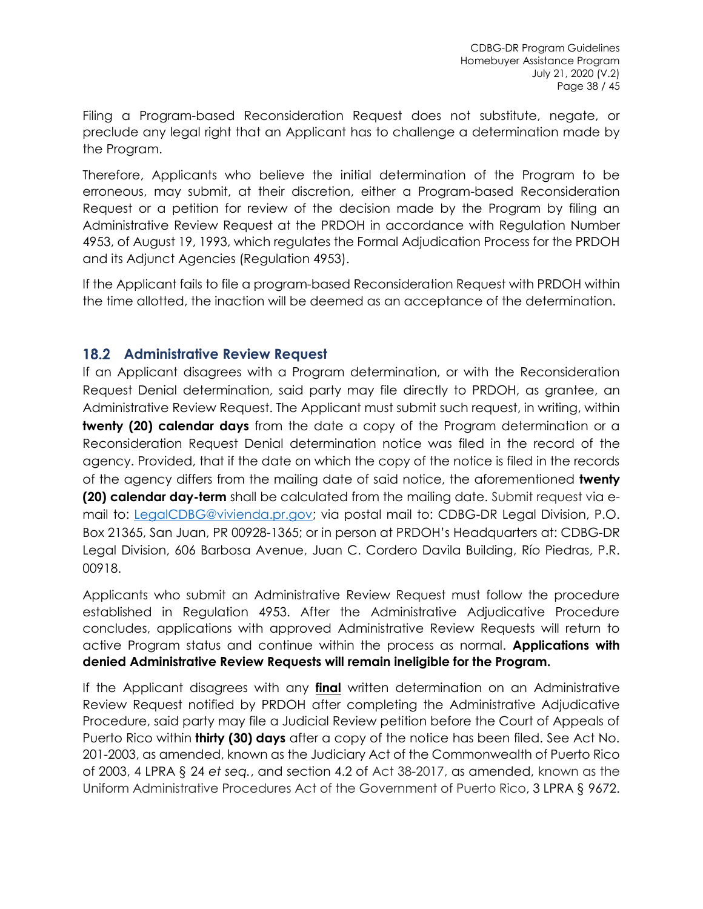Filing a Program-based Reconsideration Request does not substitute, negate, or preclude any legal right that an Applicant has to challenge a determination made by the Program.

Therefore, Applicants who believe the initial determination of the Program to be erroneous, may submit, at their discretion, either a Program-based Reconsideration Request or a petition for review of the decision made by the Program by filing an Administrative Review Request at the PRDOH in accordance with Regulation Number 4953, of August 19, 1993, which regulates the Formal Adjudication Process for the PRDOH and its Adjunct Agencies (Regulation 4953).

If the Applicant fails to file a program-based Reconsideration Request with PRDOH within the time allotted, the inaction will be deemed as an acceptance of the determination.

## 18.2 Administrative Review Request

If an Applicant disagrees with a Program determination, or with the Reconsideration Request Denial determination, said party may file directly to PRDOH, as grantee, an Administrative Review Request. The Applicant must submit such request, in writing, within **twenty (20) calendar days** from the date a copy of the Program determination or a Reconsideration Request Denial determination notice was filed in the record of the agency. Provided, that if the date on which the copy of the notice is filed in the records of the agency differs from the mailing date of said notice, the aforementioned **twenty (20) calendar day-term** shall be calculated from the mailing date. Submit request via e-mail to: LegalCDBG@vivienda.pr.gov; via postal mail to: CDBG-DR Legal Division, P.O. Box 21365, San Juan, PR 00928-1365; or in person at PRDOH's Headquarters at: CDBG-DR Legal Division, 606 Barbosa Avenue, Juan C. Cordero Davila Building, Río Piedras, P.R. 00918.

Applicants who submit an Administrative Review Request must follow the procedure established in Regulation 4953. After the Administrative Adjudicative Procedure concludes, applications with approved Administrative Review Requests will return to active Program status and continue within the process as normal. **Applications with denied Administrative Review Requests will remain ineligible for the Program.**

If the Applicant disagrees with any **final** written determination on an Administrative Review Request notified by PRDOH after completing the Administrative Adjudicative Procedure, said party may file a Judicial Review petition before the Court of Appeals of Puerto Rico within **thirty (30) days** after a copy of the notice has been filed. See Act No. 201-2003, as amended, known as the Judiciary Act of the Commonwealth of Puerto Rico of 2003, 4 LPRA § 24 *et seq.*, and section 4.2 of Act 38-2017, as amended, known as the Uniform Administrative Procedures Act of the Government of Puerto Rico, 3 LPRA § 9672.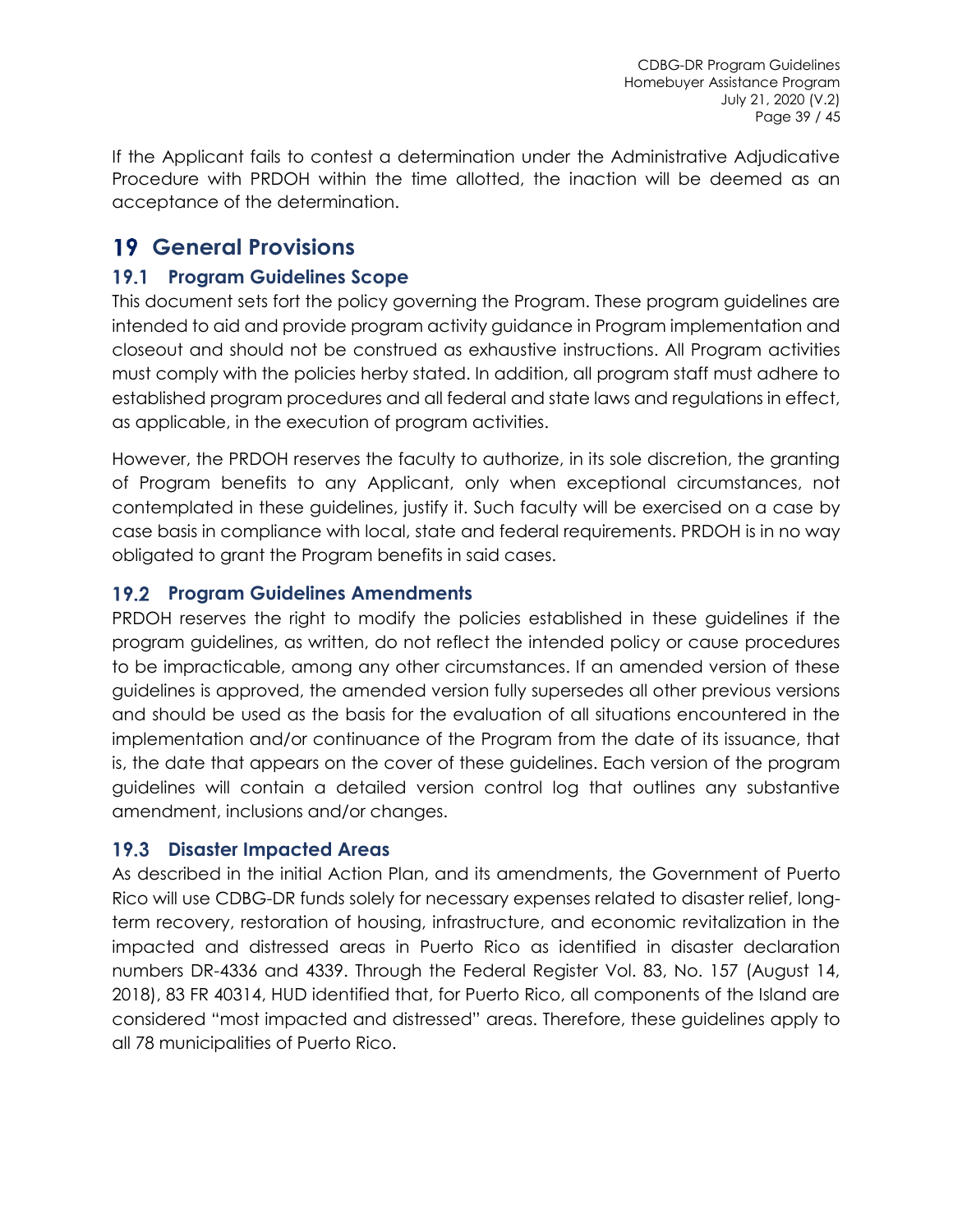If the Applicant fails to contest a determination under the Administrative Adjudicative Procedure with PRDOH within the time allotted, the inaction will be deemed as an acceptance of the determination.

# 19 General Provisions

## 19.1 Program Guidelines Scope

This document sets fort the policy governing the Program. These program guidelines are intended to aid and provide program activity guidance in Program implementation and closeout and should not be construed as exhaustive instructions. All Program activities must comply with the policies herby stated. In addition, all program staff must adhere to established program procedures and all federal and state laws and regulations in effect, as applicable, in the execution of program activities.

However, the PRDOH reserves the faculty to authorize, in its sole discretion, the granting of Program benefits to any Applicant, only when exceptional circumstances, not contemplated in these guidelines, justify it. Such faculty will be exercised on a case by case basis in compliance with local, state and federal requirements. PRDOH is in no way obligated to grant the Program benefits in said cases.

## 19.2 Program Guidelines Amendments

PRDOH reserves the right to modify the policies established in these guidelines if the program guidelines, as written, do not reflect the intended policy or cause procedures to be impracticable, among any other circumstances. If an amended version of these guidelines is approved, the amended version fully supersedes all other previous versions and should be used as the basis for the evaluation of all situations encountered in the implementation and/or continuance of the Program from the date of its issuance, that is, the date that appears on the cover of these guidelines. Each version of the program guidelines will contain a detailed version control log that outlines any substantive amendment, inclusions and/or changes.

## 19.3 Disaster Impacted Areas

As described in the initial Action Plan, and its amendments, the Government of Puerto Rico will use CDBG-DR funds solely for necessary expenses related to disaster relief, long-term recovery, restoration of housing, infrastructure, and economic revitalization in the impacted and distressed areas in Puerto Rico as identified in disaster declaration numbers DR-4336 and 4339. Through the Federal Register Vol. 83, No. 157 (August 14, 2018), 83 FR 40314, HUD identified that, for Puerto Rico, all components of the Island are considered "most impacted and distressed" areas. Therefore, these guidelines apply to all 78 municipalities of Puerto Rico.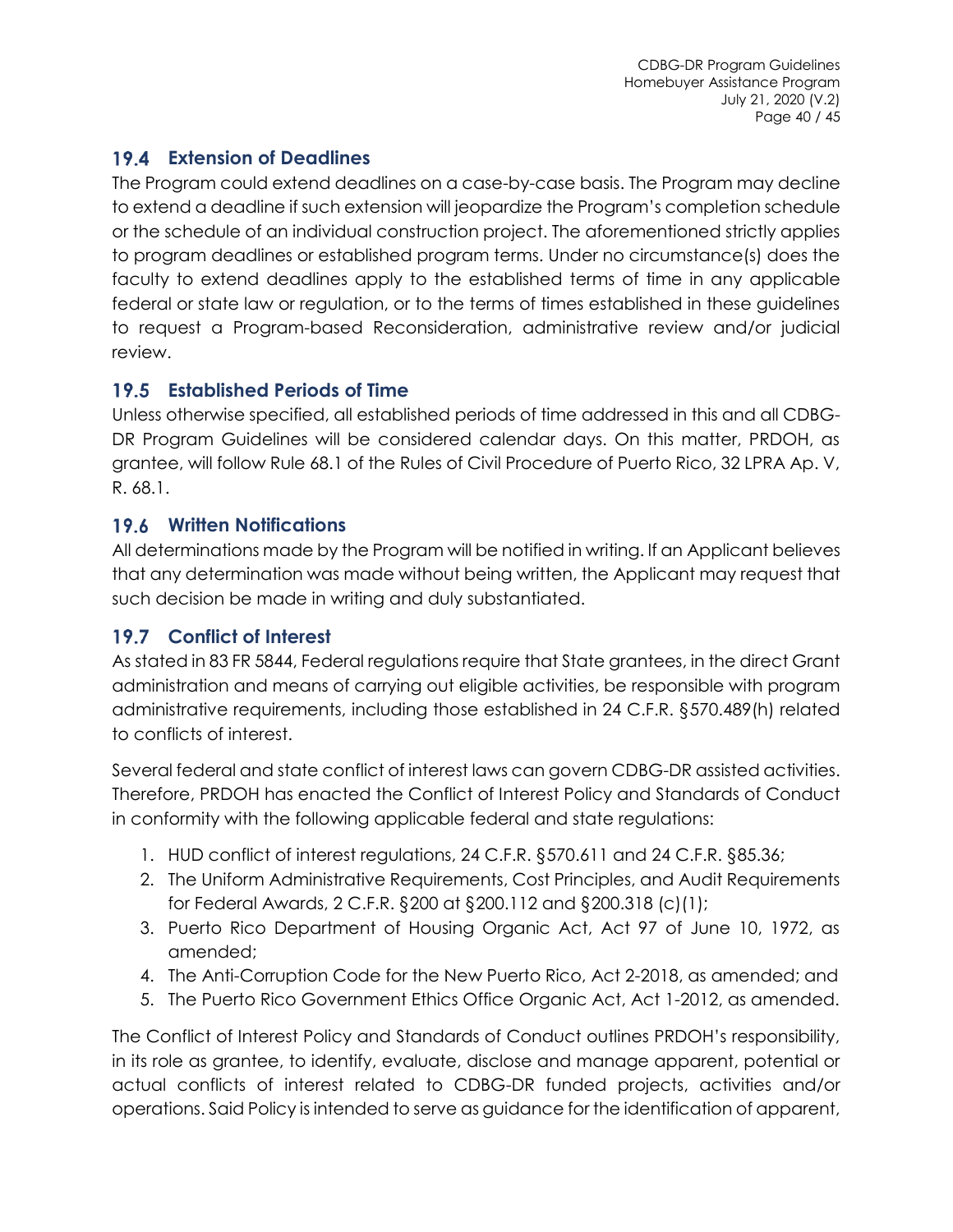## 19.4 Extension of Deadlines

The Program could extend deadlines on a case-by-case basis. The Program may decline to extend a deadline if such extension will jeopardize the Program's completion schedule or the schedule of an individual construction project. The aforementioned strictly applies to program deadlines or established program terms. Under no circumstance(s) does the faculty to extend deadlines apply to the established terms of time in any applicable federal or state law or regulation, or to the terms of times established in these guidelines to request a Program-based Reconsideration, administrative review and/or judicial review.

## 19.5 Established Periods of Time

Unless otherwise specified, all established periods of time addressed in this and all CDBG-DR Program Guidelines will be considered calendar days. On this matter, PRDOH, as grantee, will follow Rule 68.1 of the Rules of Civil Procedure of Puerto Rico, 32 LPRA Ap. V, R. 68.1.

## 19.6 Written Notifications

All determinations made by the Program will be notified in writing. If an Applicant believes that any determination was made without being written, the Applicant may request that such decision be made in writing and duly substantiated.

## 19.7 Conflict of Interest

As stated in 83 FR 5844, Federal regulations require that State grantees, in the direct Grant administration and means of carrying out eligible activities, be responsible with program administrative requirements, including those established in 24 C.F.R. §570.489(h) related to conflicts of interest.

Several federal and state conflict of interest laws can govern CDBG-DR assisted activities. Therefore, PRDOH has enacted the Conflict of Interest Policy and Standards of Conduct in conformity with the following applicable federal and state regulations:

1. HUD conflict of interest regulations, 24 C.F.R. §570.611 and 24 C.F.R. §85.36;
2. The Uniform Administrative Requirements, Cost Principles, and Audit Requirements for Federal Awards, 2 C.F.R. §200 at §200.112 and §200.318 (c)(1);
3. Puerto Rico Department of Housing Organic Act, Act 97 of June 10, 1972, as amended;
4. The Anti-Corruption Code for the New Puerto Rico, Act 2-2018, as amended; and
5. The Puerto Rico Government Ethics Office Organic Act, Act 1-2012, as amended.

The Conflict of Interest Policy and Standards of Conduct outlines PRDOH's responsibility, in its role as grantee, to identify, evaluate, disclose and manage apparent, potential or actual conflicts of interest related to CDBG-DR funded projects, activities and/or operations. Said Policy is intended to serve as guidance for the identification of apparent,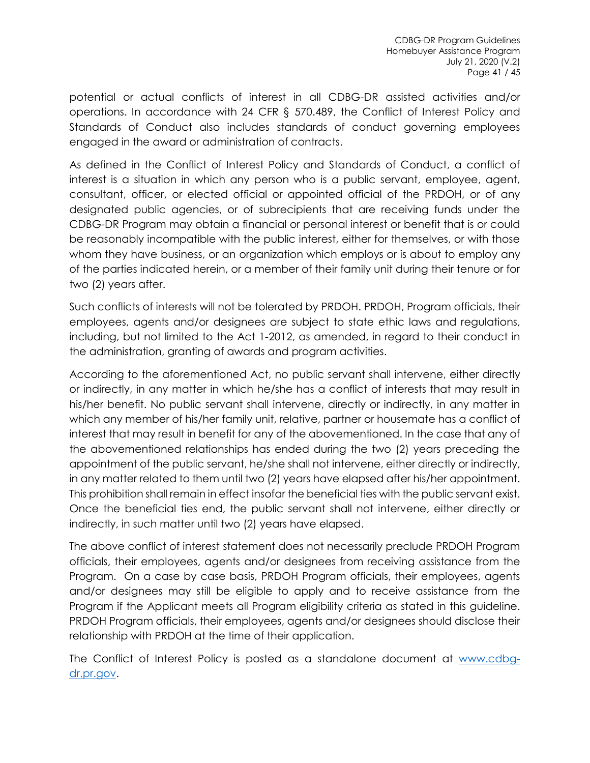potential or actual conflicts of interest in all CDBG-DR assisted activities and/or operations. In accordance with 24 CFR § 570.489, the Conflict of Interest Policy and Standards of Conduct also includes standards of conduct governing employees engaged in the award or administration of contracts.

As defined in the Conflict of Interest Policy and Standards of Conduct, a conflict of interest is a situation in which any person who is a public servant, employee, agent, consultant, officer, or elected official or appointed official of the PRDOH, or of any designated public agencies, or of subrecipients that are receiving funds under the CDBG-DR Program may obtain a financial or personal interest or benefit that is or could be reasonably incompatible with the public interest, either for themselves, or with those whom they have business, or an organization which employs or is about to employ any of the parties indicated herein, or a member of their family unit during their tenure or for two (2) years after.

Such conflicts of interests will not be tolerated by PRDOH. PRDOH, Program officials, their employees, agents and/or designees are subject to state ethic laws and regulations, including, but not limited to the Act 1-2012, as amended, in regard to their conduct in the administration, granting of awards and program activities.

According to the aforementioned Act, no public servant shall intervene, either directly or indirectly, in any matter in which he/she has a conflict of interests that may result in his/her benefit. No public servant shall intervene, directly or indirectly, in any matter in which any member of his/her family unit, relative, partner or housemate has a conflict of interest that may result in benefit for any of the abovementioned. In the case that any of the abovementioned relationships has ended during the two (2) years preceding the appointment of the public servant, he/she shall not intervene, either directly or indirectly, in any matter related to them until two (2) years have elapsed after his/her appointment. This prohibition shall remain in effect insofar the beneficial ties with the public servant exist. Once the beneficial ties end, the public servant shall not intervene, either directly or indirectly, in such matter until two (2) years have elapsed.

The above conflict of interest statement does not necessarily preclude PRDOH Program officials, their employees, agents and/or designees from receiving assistance from the Program. On a case by case basis, PRDOH Program officials, their employees, agents and/or designees may still be eligible to apply and to receive assistance from the Program if the Applicant meets all Program eligibility criteria as stated in this guideline. PRDOH Program officials, their employees, agents and/or designees should disclose their relationship with PRDOH at the time of their application.

The Conflict of Interest Policy is posted as a standalone document at [www.cdbg-dr.pr.gov](http://www.cdbg-dr.pr.gov).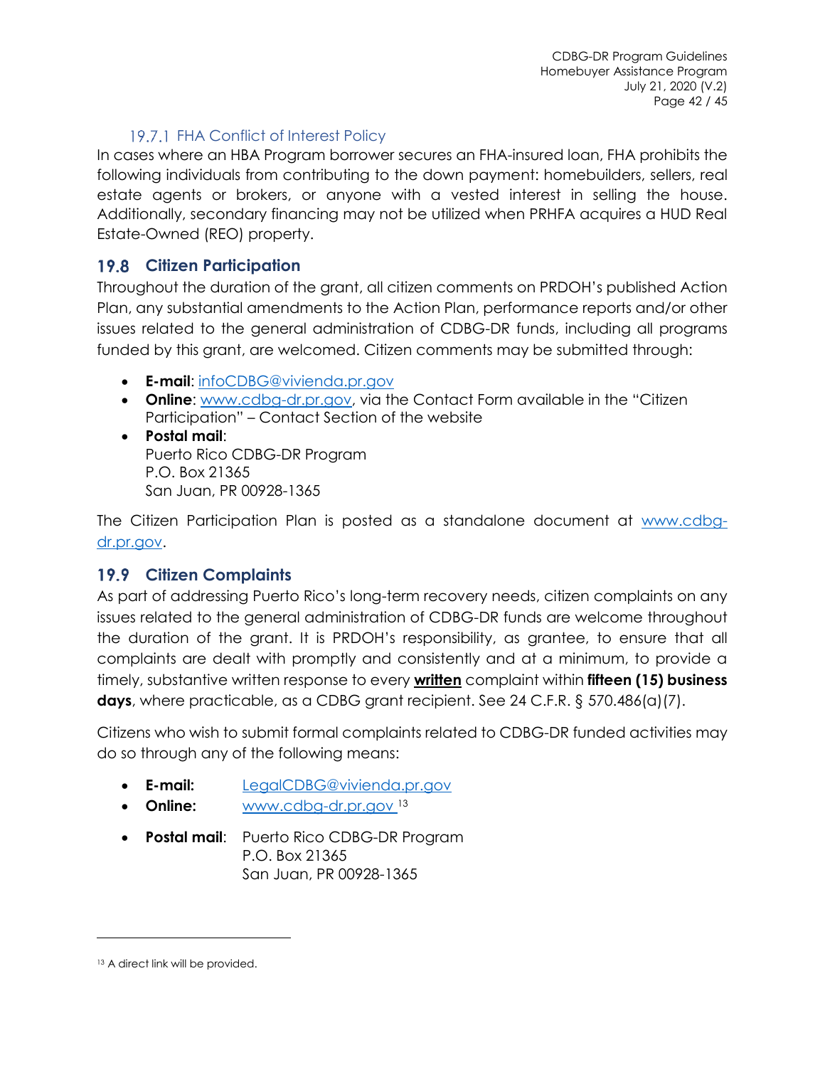#### 19.7.1 FHA Conflict of Interest Policy

In cases where an HBA Program borrower secures an FHA-insured loan, FHA prohibits the following individuals from contributing to the down payment: homebuilders, sellers, real estate agents or brokers, or anyone with a vested interest in selling the house. Additionally, secondary financing may not be utilized when PRHFA acquires a HUD Real Estate-Owned (REO) property.

### 19.8 Citizen Participation

Throughout the duration of the grant, all citizen comments on PRDOH's published Action Plan, any substantial amendments to the Action Plan, performance reports and/or other issues related to the general administration of CDBG-DR funds, including all programs funded by this grant, are welcomed. Citizen comments may be submitted through:

- **E-mail**: infoCDBG@vivienda.pr.gov
- **Online**: www.cdbg-dr.pr.gov, via the Contact Form available in the "Citizen Participation" – Contact Section of the website
- **Postal mail**:
  Puerto Rico CDBG-DR Program
  P.O. Box 21365
  San Juan, PR 00928-1365

The Citizen Participation Plan is posted as a standalone document at www.cdbg-dr.pr.gov.

### 19.9 Citizen Complaints

As part of addressing Puerto Rico's long-term recovery needs, citizen complaints on any issues related to the general administration of CDBG-DR funds are welcome throughout the duration of the grant. It is PRDOH's responsibility, as grantee, to ensure that all complaints are dealt with promptly and consistently and at a minimum, to provide a timely, substantive written response to every **written** complaint within **fifteen (15) business days**, where practicable, as a CDBG grant recipient. See 24 C.F.R. § 570.486(a)(7).

Citizens who wish to submit formal complaints related to CDBG-DR funded activities may do so through any of the following means:

- **E-mail:** LegalCDBG@vivienda.pr.gov
- **Online:** www.cdbg-dr.pr.gov [13]
- **Postal mail**: Puerto Rico CDBG-DR Program
  P.O. Box 21365
  San Juan, PR 00928-1365

[13] A direct link will be provided.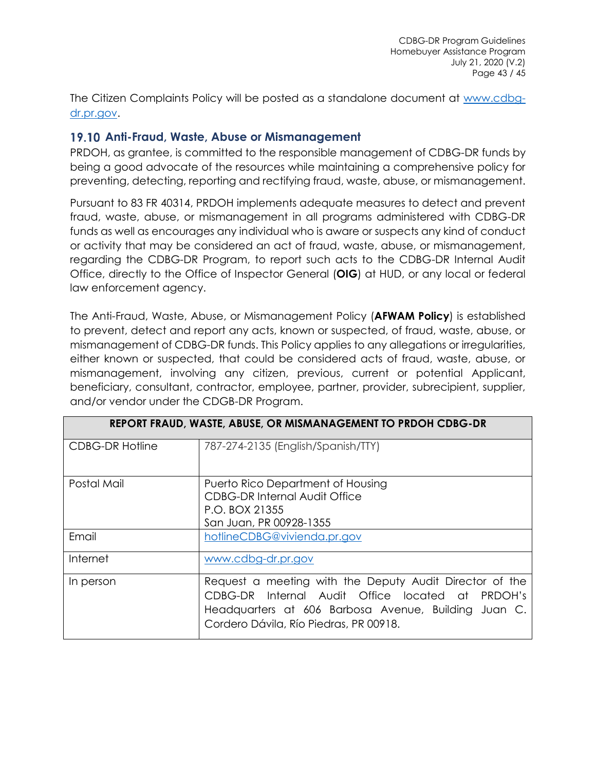The Citizen Complaints Policy will be posted as a standalone document at [www.cdbg-dr.pr.gov](www.cdbg-dr.pr.gov).

## 19.10 Anti-Fraud, Waste, Abuse or Mismanagement

PRDOH, as grantee, is committed to the responsible management of CDBG-DR funds by being a good advocate of the resources while maintaining a comprehensive policy for preventing, detecting, reporting and rectifying fraud, waste, abuse, or mismanagement.

Pursuant to 83 FR 40314, PRDOH implements adequate measures to detect and prevent fraud, waste, abuse, or mismanagement in all programs administered with CDBG-DR funds as well as encourages any individual who is aware or suspects any kind of conduct or activity that may be considered an act of fraud, waste, abuse, or mismanagement, regarding the CDBG-DR Program, to report such acts to the CDBG-DR Internal Audit Office, directly to the Office of Inspector General (**OIG**) at HUD, or any local or federal law enforcement agency.

The Anti-Fraud, Waste, Abuse, or Mismanagement Policy (**AFWAM Policy**) is established to prevent, detect and report any acts, known or suspected, of fraud, waste, abuse, or mismanagement of CDBG-DR funds. This Policy applies to any allegations or irregularities, either known or suspected, that could be considered acts of fraud, waste, abuse, or mismanagement, involving any citizen, previous, current or potential Applicant, beneficiary, consultant, contractor, employee, partner, provider, subrecipient, supplier, and/or vendor under the CDGB-DR Program.

| REPORT FRAUD, WASTE, ABUSE, OR MISMANAGEMENT TO PRDOH CDBG-DR | |
|---|---|
| CDBG-DR Hotline | 787-274-2135 (English/Spanish/TTY) |
| Postal Mail | Puerto Rico Department of Housing<br>CDBG-DR Internal Audit Office<br>P.O. BOX 21355<br>San Juan, PR 00928-1355 |
| Email | [hotlineCDBG@vivienda.pr.gov](mailto:hotlineCDBG@vivienda.pr.gov) |
| Internet | [www.cdbg-dr.pr.gov](www.cdbg-dr.pr.gov) |
| In person | Request a meeting with the Deputy Audit Director of the CDBG-DR Internal Audit Office located at PRDOH's Headquarters at 606 Barbosa Avenue, Building Juan C. Cordero Dávila, Río Piedras, PR 00918. |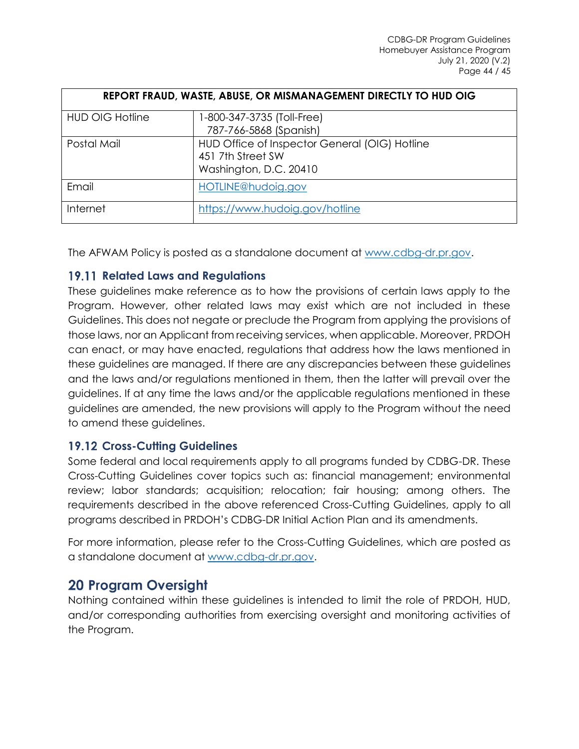| REPORT FRAUD, WASTE, ABUSE, OR MISMANAGEMENT DIRECTLY TO HUD OIG | |
|---|---|
| HUD OIG Hotline | 1-800-347-3735 (Toll-Free)<br>787-766-5868 (Spanish) |
| Postal Mail | HUD Office of Inspector General (OIG) Hotline<br>451 7th Street SW<br>Washington, D.C. 20410 |
| Email | HOTLINE@hudoig.gov |
| Internet | https://www.hudoig.gov/hotline |

The AFWAM Policy is posted as a standalone document at www.cdbg-dr.pr.gov.

## 19.11 Related Laws and Regulations

These guidelines make reference as to how the provisions of certain laws apply to the Program. However, other related laws may exist which are not included in these Guidelines. This does not negate or preclude the Program from applying the provisions of those laws, nor an Applicant from receiving services, when applicable. Moreover, PRDOH can enact, or may have enacted, regulations that address how the laws mentioned in these guidelines are managed. If there are any discrepancies between these guidelines and the laws and/or regulations mentioned in them, then the latter will prevail over the guidelines. If at any time the laws and/or the applicable regulations mentioned in these guidelines are amended, the new provisions will apply to the Program without the need to amend these guidelines.

## 19.12 Cross-Cutting Guidelines

Some federal and local requirements apply to all programs funded by CDBG-DR. These Cross-Cutting Guidelines cover topics such as: financial management; environmental review; labor standards; acquisition; relocation; fair housing; among others. The requirements described in the above referenced Cross-Cutting Guidelines, apply to all programs described in PRDOH's CDBG-DR Initial Action Plan and its amendments.

For more information, please refer to the Cross-Cutting Guidelines, which are posted as a standalone document at www.cdbg-dr.pr.gov.

# 20 Program Oversight

Nothing contained within these guidelines is intended to limit the role of PRDOH, HUD, and/or corresponding authorities from exercising oversight and monitoring activities of the Program.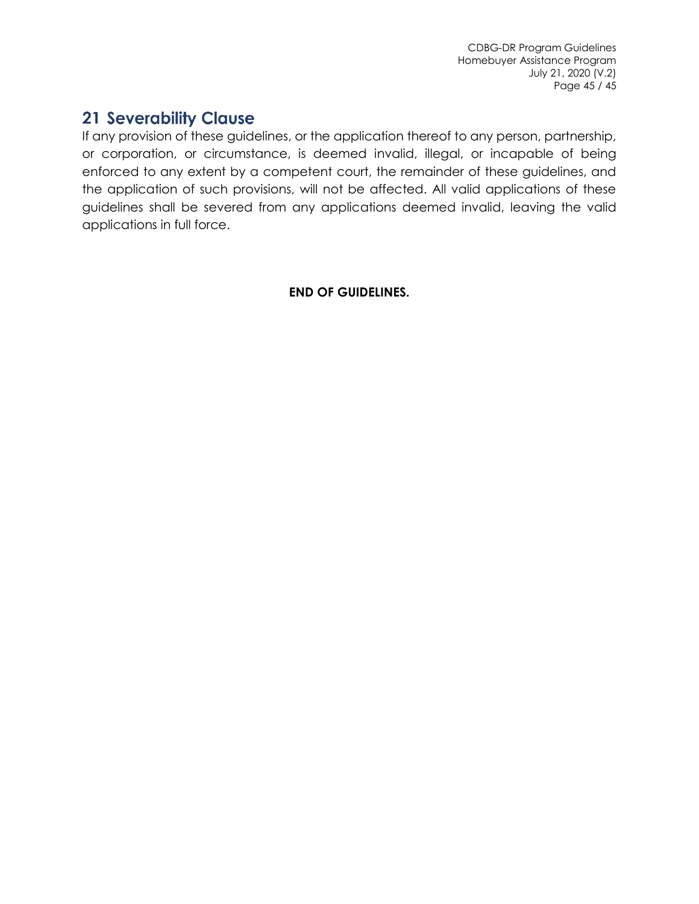## 21 Severability Clause

If any provision of these guidelines, or the application thereof to any person, partnership, or corporation, or circumstance, is deemed invalid, illegal, or incapable of being enforced to any extent by a competent court, the remainder of these guidelines, and the application of such provisions, will not be affected. All valid applications of these guidelines shall be severed from any applications deemed invalid, leaving the valid applications in full force.

**END OF GUIDELINES.**